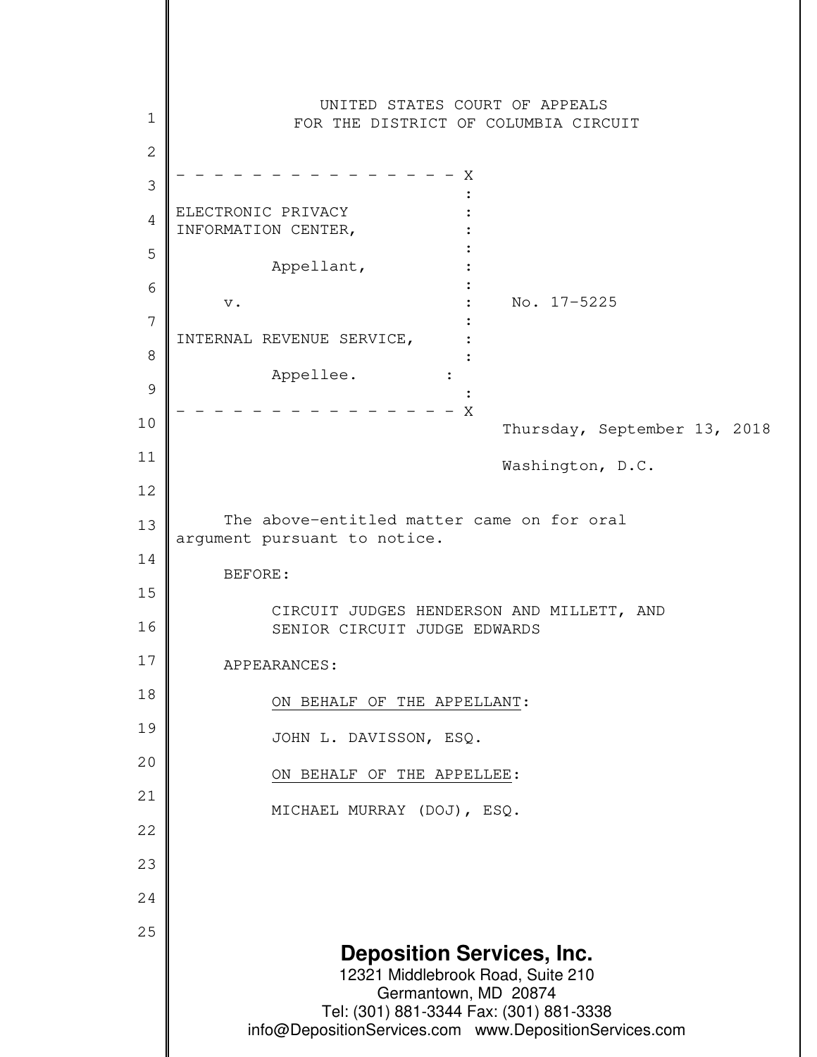UNITED STATES COURT OF APPEALS
FOR THE DISTRICT OF COLUMBIA CIRCUIT

- - - - - - - - - - - - - - - - X

ELECTRONIC PRIVACY INFORMATION CENTER,

Appellant,

v. No. 17-5225

INTERNAL REVENUE SERVICE,

Appellee.

- - - - - - - - - - - - - - - - X

Thursday, September 13, 2018

Washington, D.C.

The above-entitled matter came on for oral argument pursuant to notice.

BEFORE:

CIRCUIT JUDGES HENDERSON AND MILLETT, AND SENIOR CIRCUIT JUDGE EDWARDS

APPEARANCES:

ON BEHALF OF THE APPELLANT:

JOHN L. DAVISSON, ESQ.

ON BEHALF OF THE APPELLEE:

MICHAEL MURRAY (DOJ), ESQ.

**Deposition Services, Inc.**
12321 Middlebrook Road, Suite 210
Germantown, MD 20874
Tel: (301) 881-3344 Fax: (301) 881-3338
info@DepositionServices.com www.DepositionServices.com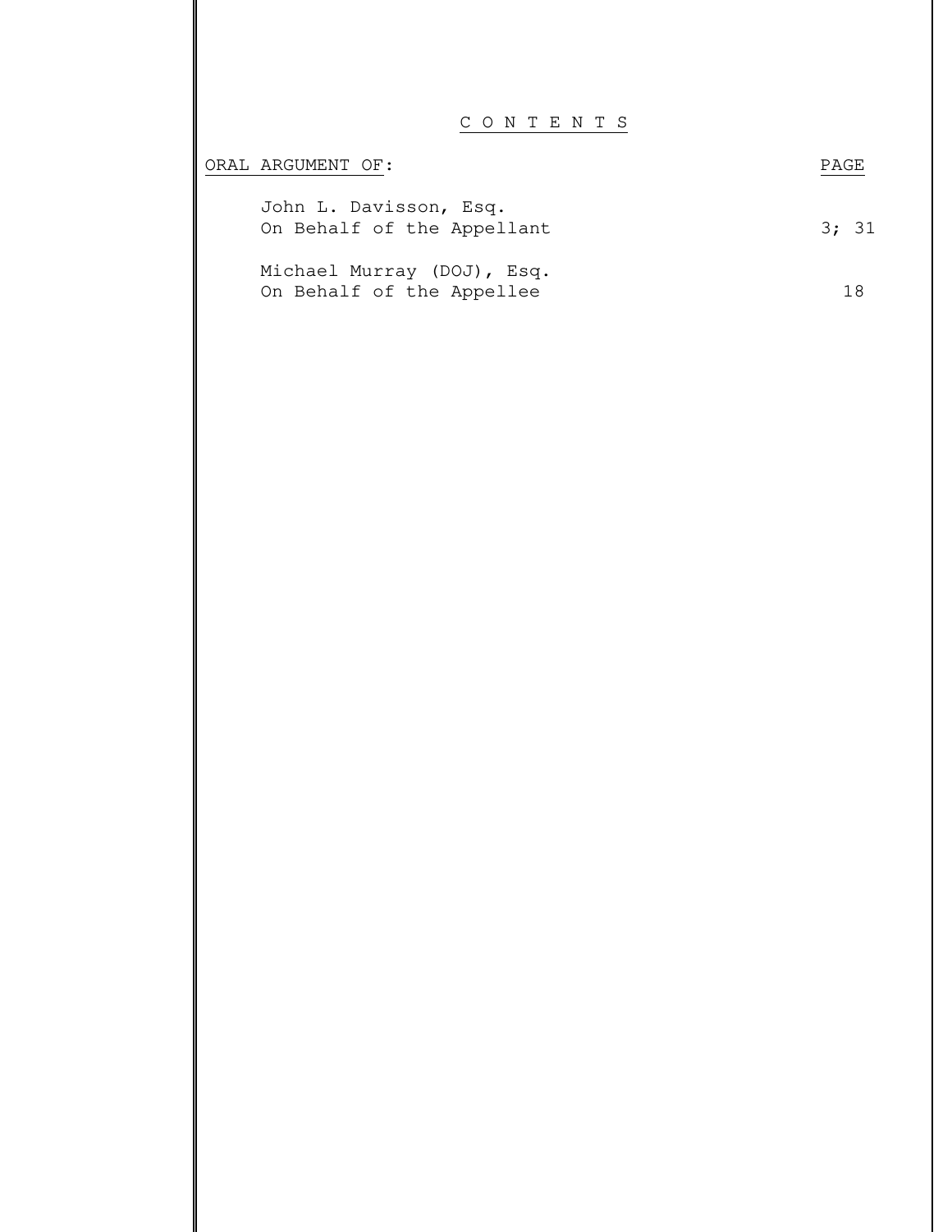# C O N T E N T S

| ORAL ARGUMENT OF: | PAGE |
| --- | --- |
| John L. Davisson, Esq.<br>On Behalf of the Appellant | 3; 31 |
| Michael Murray (DOJ), Esq.<br>On Behalf of the Appellee | 18 |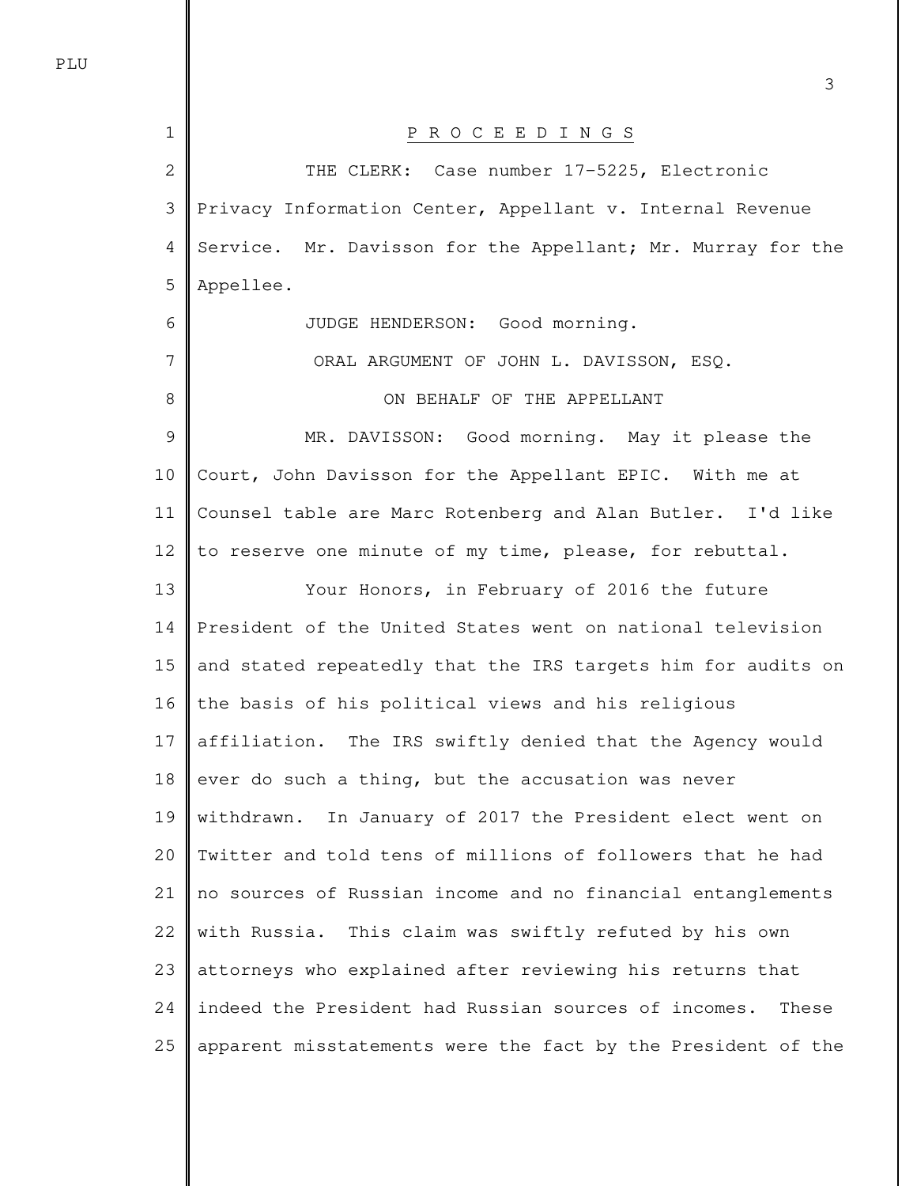P R O C E E D I N G S

THE CLERK: Case number 17-5225, Electronic Privacy Information Center, Appellant v. Internal Revenue Service. Mr. Davisson for the Appellant; Mr. Murray for the Appellee.

JUDGE HENDERSON: Good morning.

ORAL ARGUMENT OF JOHN L. DAVISSON, ESQ.

ON BEHALF OF THE APPELLANT

MR. DAVISSON: Good morning. May it please the Court, John Davisson for the Appellant EPIC. With me at Counsel table are Marc Rotenberg and Alan Butler. I'd like to reserve one minute of my time, please, for rebuttal.

Your Honors, in February of 2016 the future President of the United States went on national television and stated repeatedly that the IRS targets him for audits on the basis of his political views and his religious affiliation. The IRS swiftly denied that the Agency would ever do such a thing, but the accusation was never withdrawn. In January of 2017 the President elect went on Twitter and told tens of millions of followers that he had no sources of Russian income and no financial entanglements with Russia. This claim was swiftly refuted by his own attorneys who explained after reviewing his returns that indeed the President had Russian sources of incomes. These apparent misstatements were the fact by the President of the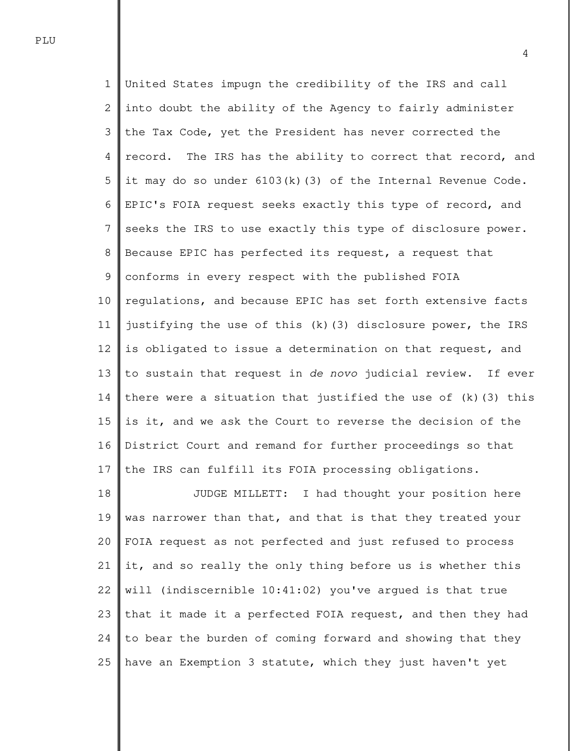United States impugn the credibility of the IRS and call into doubt the ability of the Agency to fairly administer the Tax Code, yet the President has never corrected the record. The IRS has the ability to correct that record, and it may do so under 6103(k)(3) of the Internal Revenue Code. EPIC's FOIA request seeks exactly this type of record, and seeks the IRS to use exactly this type of disclosure power. Because EPIC has perfected its request, a request that conforms in every respect with the published FOIA regulations, and because EPIC has set forth extensive facts justifying the use of this (k)(3) disclosure power, the IRS is obligated to issue a determination on that request, and to sustain that request in *de novo* judicial review. If ever there were a situation that justified the use of (k)(3) this is it, and we ask the Court to reverse the decision of the District Court and remand for further proceedings so that the IRS can fulfill its FOIA processing obligations.

JUDGE MILLETT: I had thought your position here was narrower than that, and that is that they treated your FOIA request as not perfected and just refused to process it, and so really the only thing before us is whether this will (indiscernible 10:41:02) you've argued is that true that it made it a perfected FOIA request, and then they had to bear the burden of coming forward and showing that they have an Exemption 3 statute, which they just haven't yet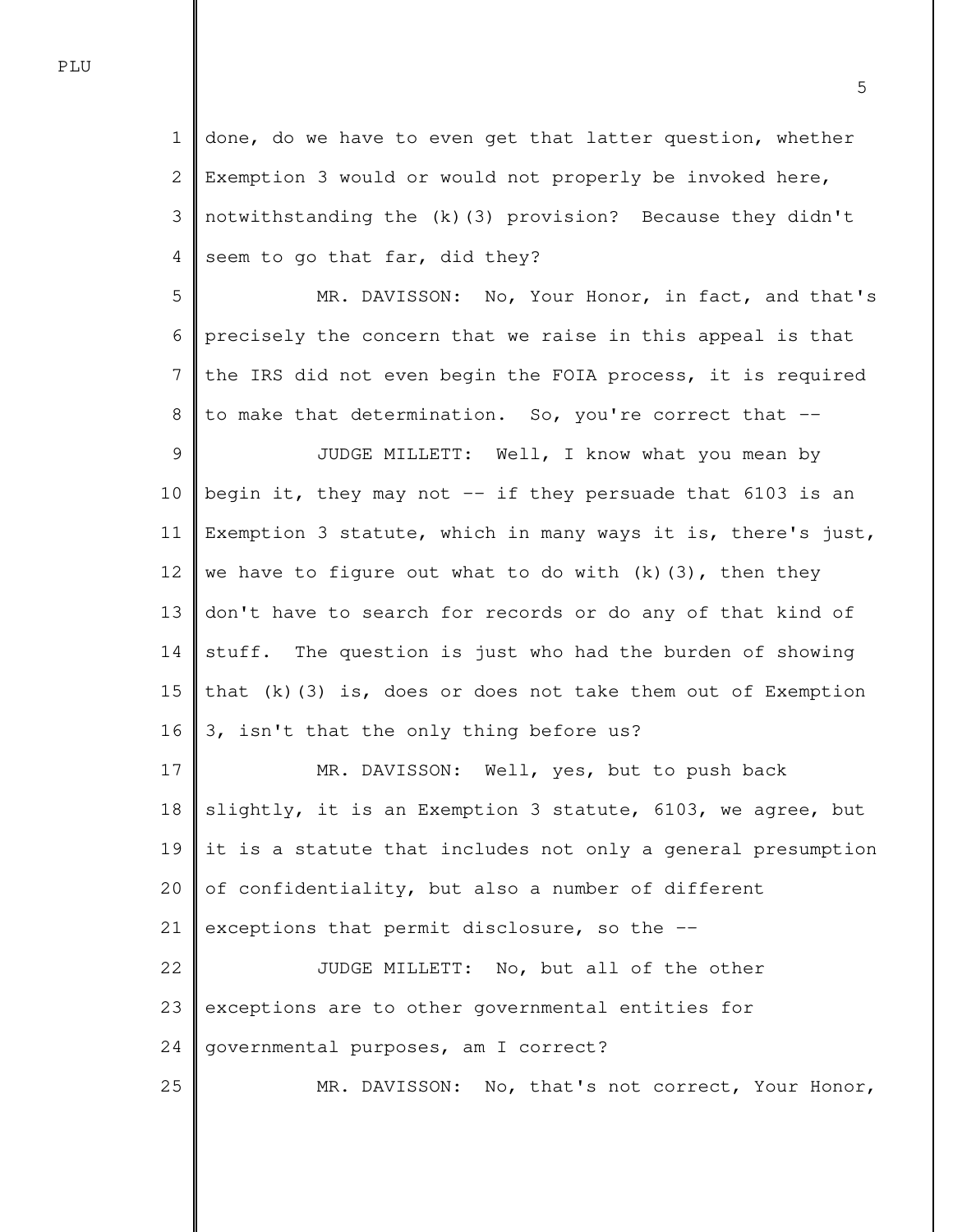done, do we have to even get that latter question, whether Exemption 3 would or would not properly be invoked here, notwithstanding the (k)(3) provision? Because they didn't seem to go that far, did they?

MR. DAVISSON: No, Your Honor, in fact, and that's precisely the concern that we raise in this appeal is that the IRS did not even begin the FOIA process, it is required to make that determination. So, you're correct that --

JUDGE MILLETT: Well, I know what you mean by begin it, they may not -- if they persuade that 6103 is an Exemption 3 statute, which in many ways it is, there's just, we have to figure out what to do with (k)(3), then they don't have to search for records or do any of that kind of stuff. The question is just who had the burden of showing that (k)(3) is, does or does not take them out of Exemption 3, isn't that the only thing before us?

MR. DAVISSON: Well, yes, but to push back slightly, it is an Exemption 3 statute, 6103, we agree, but it is a statute that includes not only a general presumption of confidentiality, but also a number of different exceptions that permit disclosure, so the --

JUDGE MILLETT: No, but all of the other exceptions are to other governmental entities for governmental purposes, am I correct?

MR. DAVISSON: No, that's not correct, Your Honor,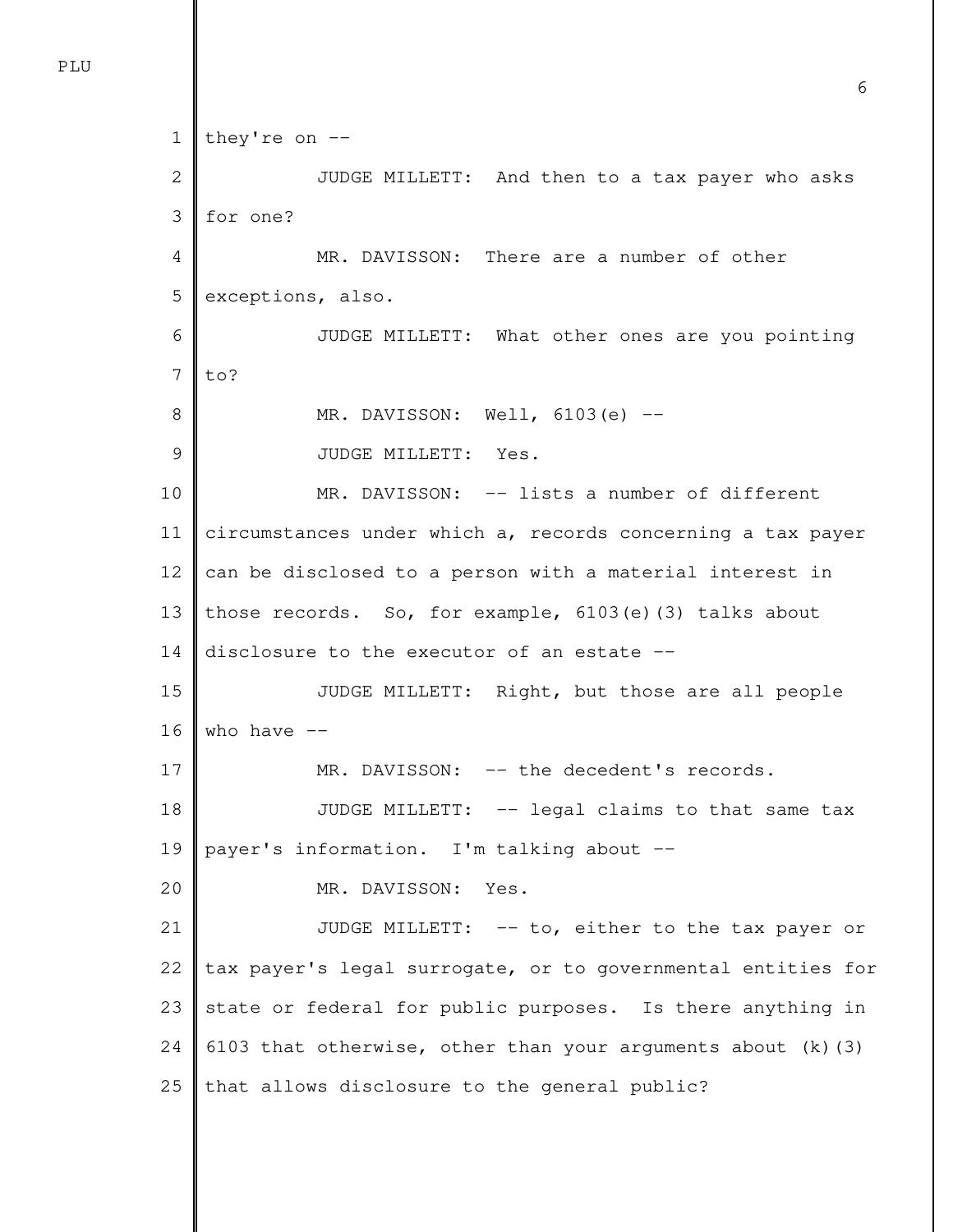they're on --

JUDGE MILLETT: And then to a tax payer who asks for one?

MR. DAVISSON: There are a number of other exceptions, also.

JUDGE MILLETT: What other ones are you pointing to?

MR. DAVISSON: Well, 6103(e) --

JUDGE MILLETT: Yes.

MR. DAVISSON: -- lists a number of different circumstances under which a, records concerning a tax payer can be disclosed to a person with a material interest in those records. So, for example, 6103(e)(3) talks about disclosure to the executor of an estate --

JUDGE MILLETT: Right, but those are all people who have --

MR. DAVISSON: -- the decedent's records.

JUDGE MILLETT: -- legal claims to that same tax payer's information. I'm talking about --

MR. DAVISSON: Yes.

JUDGE MILLETT: -- to, either to the tax payer or tax payer's legal surrogate, or to governmental entities for state or federal for public purposes. Is there anything in 6103 that otherwise, other than your arguments about (k)(3) that allows disclosure to the general public?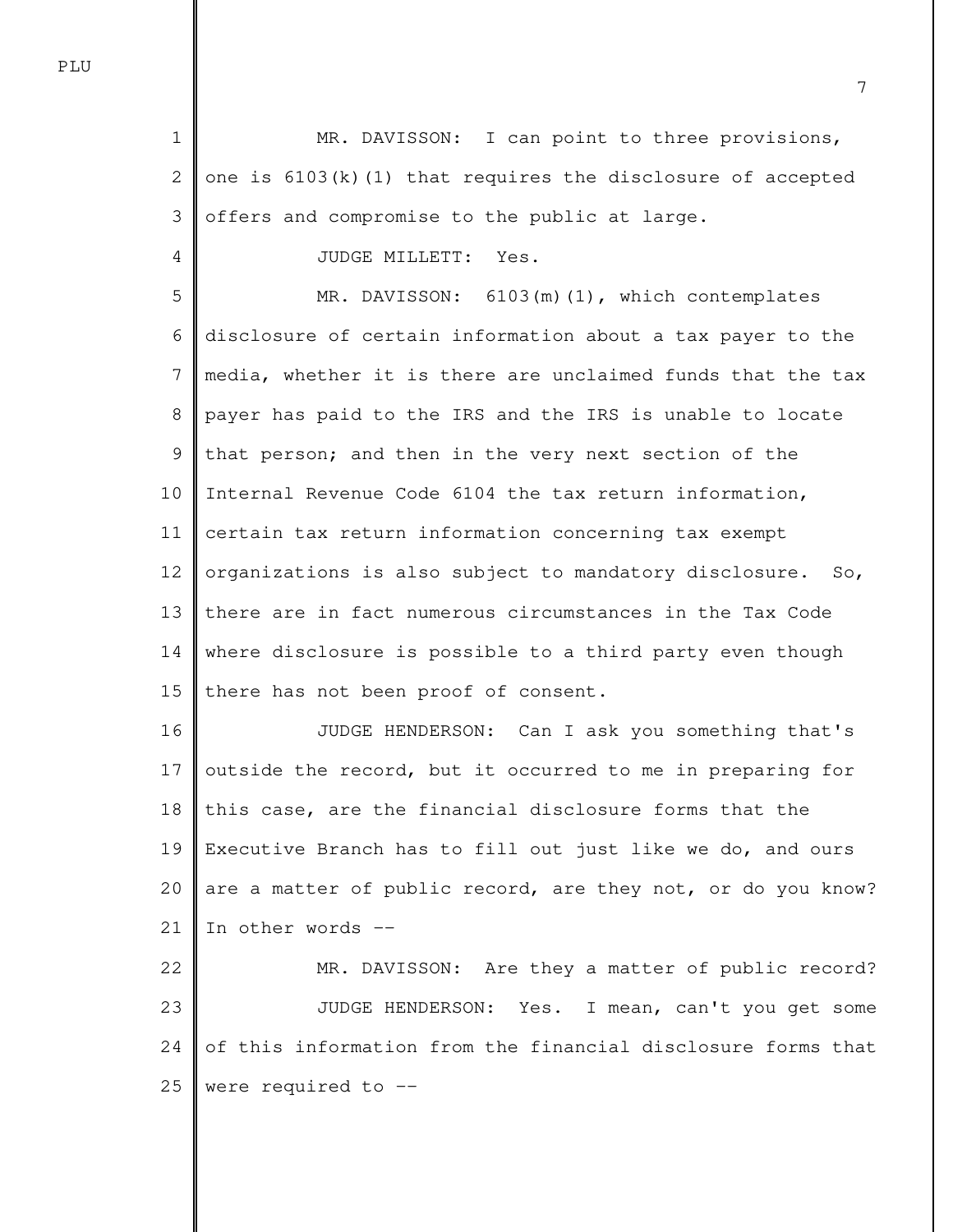MR. DAVISSON: I can point to three provisions, one is 6103(k)(1) that requires the disclosure of accepted offers and compromise to the public at large.

JUDGE MILLETT: Yes.

MR. DAVISSON: 6103(m)(1), which contemplates disclosure of certain information about a tax payer to the media, whether it is there are unclaimed funds that the tax payer has paid to the IRS and the IRS is unable to locate that person; and then in the very next section of the Internal Revenue Code 6104 the tax return information, certain tax return information concerning tax exempt organizations is also subject to mandatory disclosure. So, there are in fact numerous circumstances in the Tax Code where disclosure is possible to a third party even though there has not been proof of consent.

JUDGE HENDERSON: Can I ask you something that's outside the record, but it occurred to me in preparing for this case, are the financial disclosure forms that the Executive Branch has to fill out just like we do, and ours are a matter of public record, are they not, or do you know? In other words --

MR. DAVISSON: Are they a matter of public record?

JUDGE HENDERSON: Yes. I mean, can't you get some of this information from the financial disclosure forms that were required to --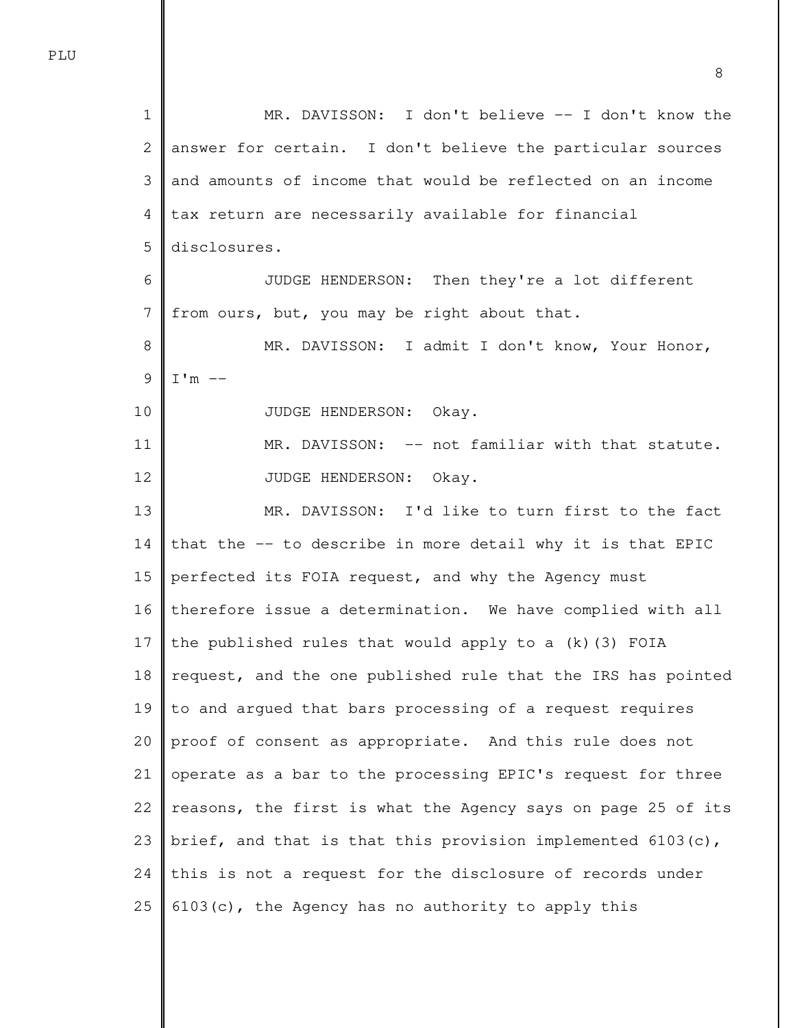MR. DAVISSON: I don't believe -- I don't know the answer for certain. I don't believe the particular sources and amounts of income that would be reflected on an income tax return are necessarily available for financial disclosures.

JUDGE HENDERSON: Then they're a lot different from ours, but, you may be right about that.

MR. DAVISSON: I admit I don't know, Your Honor, I'm --

JUDGE HENDERSON: Okay.

MR. DAVISSON: -- not familiar with that statute.

JUDGE HENDERSON: Okay.

MR. DAVISSON: I'd like to turn first to the fact that the -- to describe in more detail why it is that EPIC perfected its FOIA request, and why the Agency must therefore issue a determination. We have complied with all the published rules that would apply to a (k)(3) FOIA request, and the one published rule that the IRS has pointed to and argued that bars processing of a request requires proof of consent as appropriate. And this rule does not operate as a bar to the processing EPIC's request for three reasons, the first is what the Agency says on page 25 of its brief, and that is that this provision implemented 6103(c), this is not a request for the disclosure of records under 6103(c), the Agency has no authority to apply this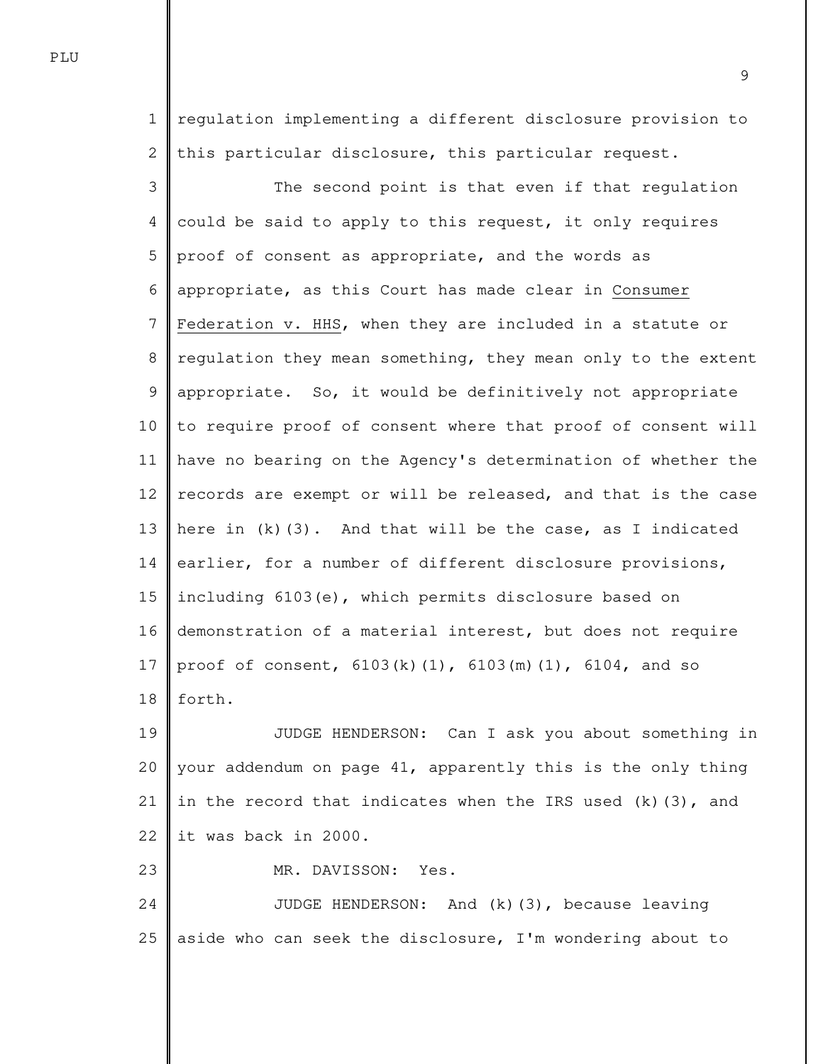regulation implementing a different disclosure provision to this particular disclosure, this particular request.

The second point is that even if that regulation could be said to apply to this request, it only requires proof of consent as appropriate, and the words as appropriate, as this Court has made clear in Consumer Federation v. HHS, when they are included in a statute or regulation they mean something, they mean only to the extent appropriate. So, it would be definitively not appropriate to require proof of consent where that proof of consent will have no bearing on the Agency's determination of whether the records are exempt or will be released, and that is the case here in (k)(3). And that will be the case, as I indicated earlier, for a number of different disclosure provisions, including 6103(e), which permits disclosure based on demonstration of a material interest, but does not require proof of consent, 6103(k)(1), 6103(m)(1), 6104, and so forth.

JUDGE HENDERSON: Can I ask you about something in your addendum on page 41, apparently this is the only thing in the record that indicates when the IRS used (k)(3), and it was back in 2000.

MR. DAVISSON: Yes.

JUDGE HENDERSON: And (k)(3), because leaving aside who can seek the disclosure, I'm wondering about to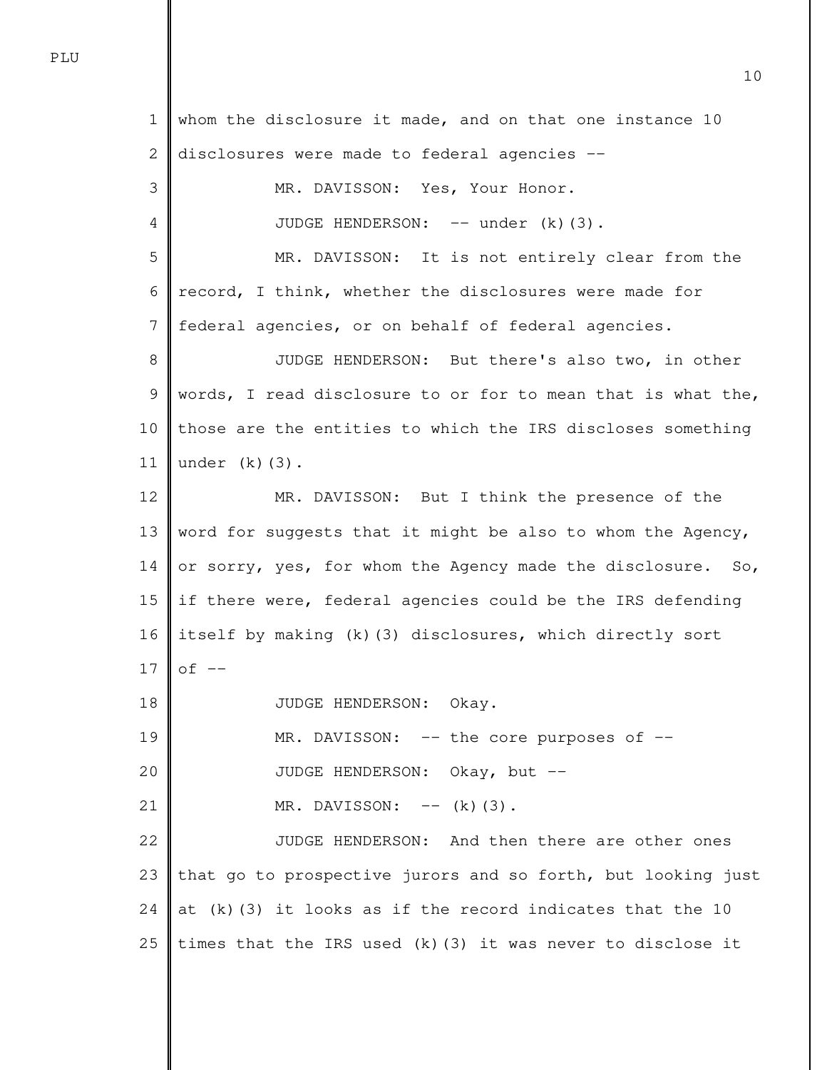whom the disclosure it made, and on that one instance 10 disclosures were made to federal agencies --

MR. DAVISSON: Yes, Your Honor.

JUDGE HENDERSON: -- under (k)(3).

MR. DAVISSON: It is not entirely clear from the record, I think, whether the disclosures were made for federal agencies, or on behalf of federal agencies.

JUDGE HENDERSON: But there's also two, in other words, I read disclosure to or for to mean that is what the, those are the entities to which the IRS discloses something under (k)(3).

MR. DAVISSON: But I think the presence of the word for suggests that it might be also to whom the Agency, or sorry, yes, for whom the Agency made the disclosure. So, if there were, federal agencies could be the IRS defending itself by making (k)(3) disclosures, which directly sort of --

JUDGE HENDERSON: Okay.

MR. DAVISSON: -- the core purposes of --

JUDGE HENDERSON: Okay, but --

MR. DAVISSON: -- (k)(3).

JUDGE HENDERSON: And then there are other ones that go to prospective jurors and so forth, but looking just at (k)(3) it looks as if the record indicates that the 10 times that the IRS used (k)(3) it was never to disclose it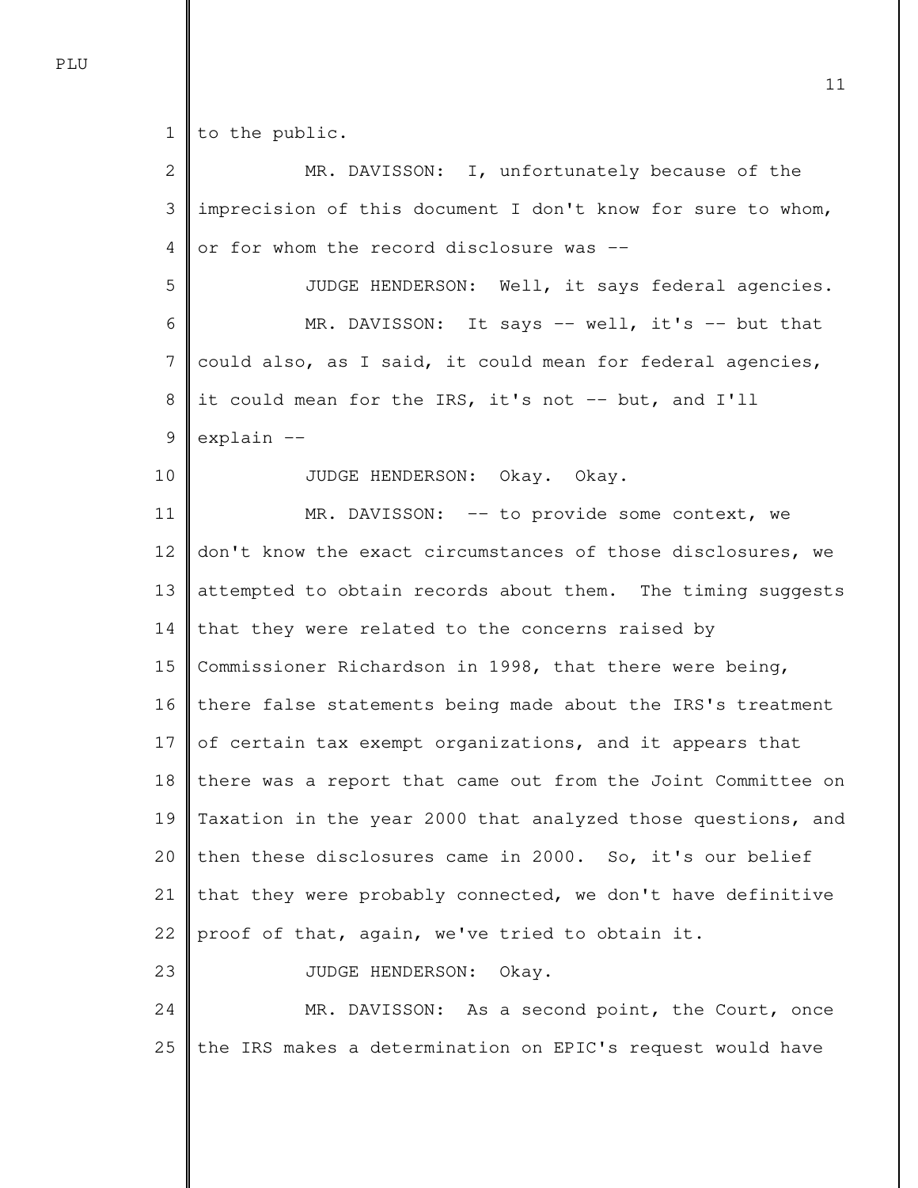to the public.

MR. DAVISSON: I, unfortunately because of the imprecision of this document I don't know for sure to whom, or for whom the record disclosure was --

JUDGE HENDERSON: Well, it says federal agencies.

MR. DAVISSON: It says -- well, it's -- but that could also, as I said, it could mean for federal agencies, it could mean for the IRS, it's not -- but, and I'll explain --

JUDGE HENDERSON: Okay. Okay.

MR. DAVISSON: -- to provide some context, we don't know the exact circumstances of those disclosures, we attempted to obtain records about them. The timing suggests that they were related to the concerns raised by Commissioner Richardson in 1998, that there were being, there false statements being made about the IRS's treatment of certain tax exempt organizations, and it appears that there was a report that came out from the Joint Committee on Taxation in the year 2000 that analyzed those questions, and then these disclosures came in 2000. So, it's our belief that they were probably connected, we don't have definitive proof of that, again, we've tried to obtain it.

JUDGE HENDERSON: Okay.

MR. DAVISSON: As a second point, the Court, once the IRS makes a determination on EPIC's request would have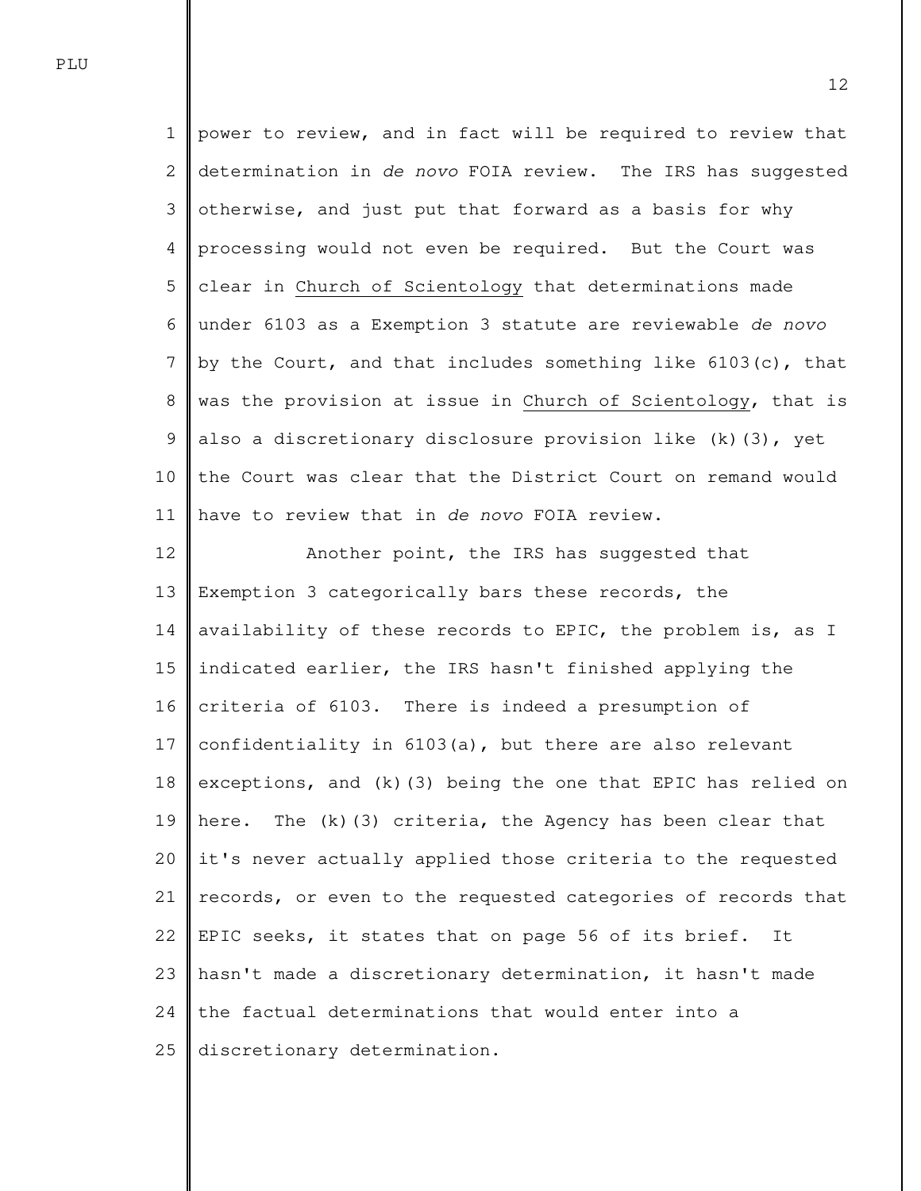power to review, and in fact will be required to review that determination in *de novo* FOIA review. The IRS has suggested otherwise, and just put that forward as a basis for why processing would not even be required. But the Court was clear in Church of Scientology that determinations made under 6103 as a Exemption 3 statute are reviewable *de novo* by the Court, and that includes something like 6103(c), that was the provision at issue in Church of Scientology, that is also a discretionary disclosure provision like (k)(3), yet the Court was clear that the District Court on remand would have to review that in *de novo* FOIA review.

Another point, the IRS has suggested that Exemption 3 categorically bars these records, the availability of these records to EPIC, the problem is, as I indicated earlier, the IRS hasn't finished applying the criteria of 6103. There is indeed a presumption of confidentiality in 6103(a), but there are also relevant exceptions, and (k)(3) being the one that EPIC has relied on here. The (k)(3) criteria, the Agency has been clear that it's never actually applied those criteria to the requested records, or even to the requested categories of records that EPIC seeks, it states that on page 56 of its brief. It hasn't made a discretionary determination, it hasn't made the factual determinations that would enter into a discretionary determination.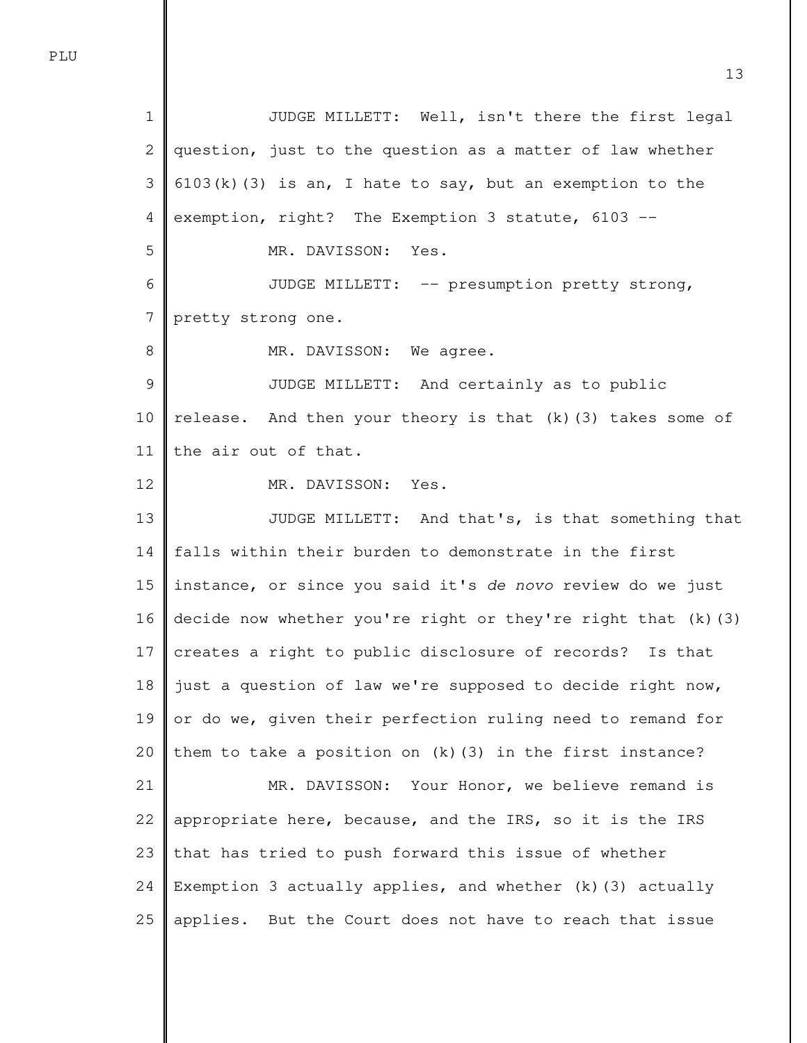JUDGE MILLETT: Well, isn't there the first legal question, just to the question as a matter of law whether 6103(k)(3) is an, I hate to say, but an exemption to the exemption, right? The Exemption 3 statute, 6103 --

MR. DAVISSON: Yes.

JUDGE MILLETT: -- presumption pretty strong, pretty strong one.

MR. DAVISSON: We agree.

JUDGE MILLETT: And certainly as to public release. And then your theory is that (k)(3) takes some of the air out of that.

MR. DAVISSON: Yes.

JUDGE MILLETT: And that's, is that something that falls within their burden to demonstrate in the first instance, or since you said it's *de novo* review do we just decide now whether you're right or they're right that (k)(3) creates a right to public disclosure of records? Is that just a question of law we're supposed to decide right now, or do we, given their perfection ruling need to remand for them to take a position on (k)(3) in the first instance?

MR. DAVISSON: Your Honor, we believe remand is appropriate here, because, and the IRS, so it is the IRS that has tried to push forward this issue of whether Exemption 3 actually applies, and whether (k)(3) actually applies. But the Court does not have to reach that issue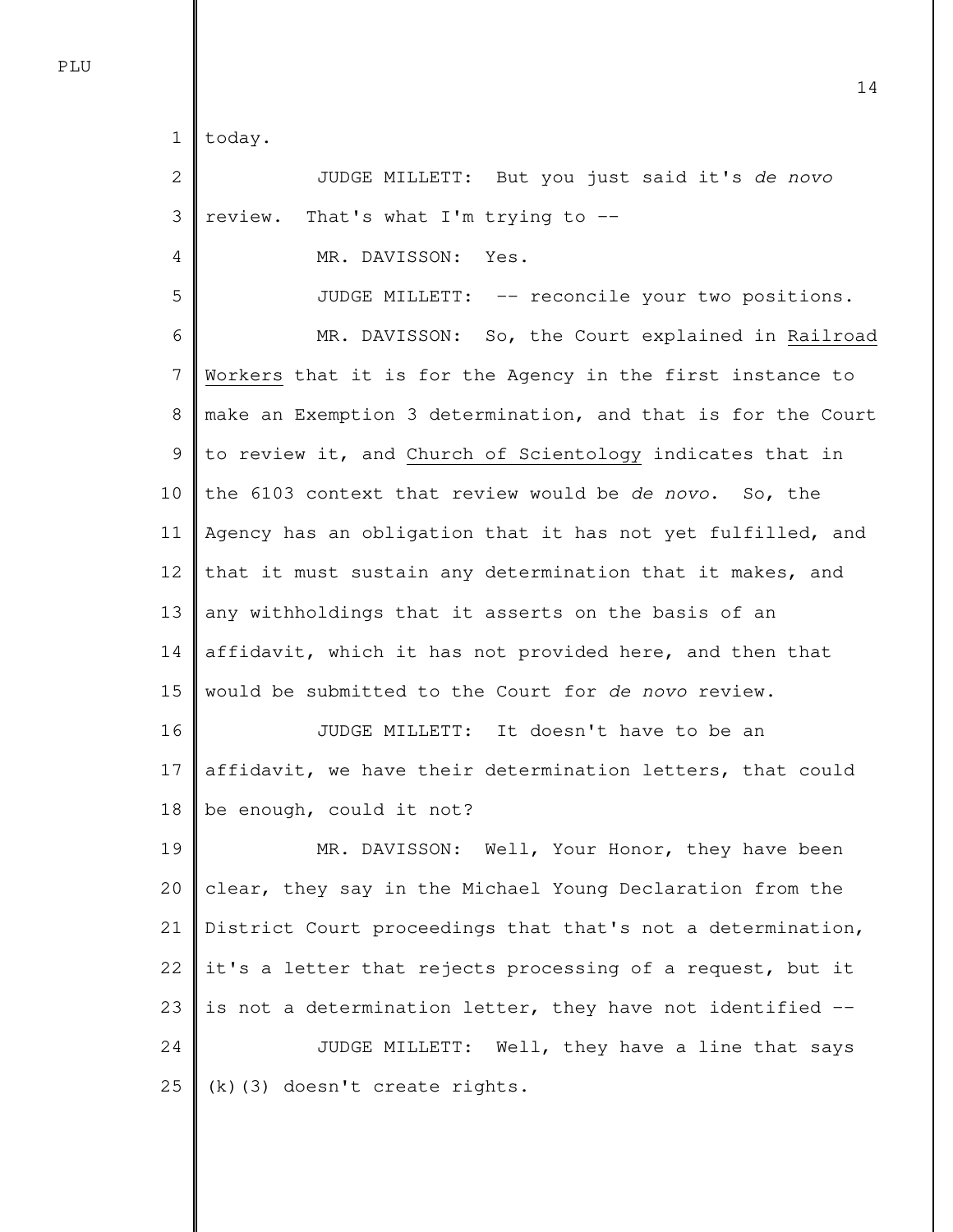today.

JUDGE MILLETT: But you just said it's *de novo* review. That's what I'm trying to --

MR. DAVISSON: Yes.

JUDGE MILLETT: -- reconcile your two positions.

MR. DAVISSON: So, the Court explained in Railroad Workers that it is for the Agency in the first instance to make an Exemption 3 determination, and that is for the Court to review it, and Church of Scientology indicates that in the 6103 context that review would be *de novo*. So, the Agency has an obligation that it has not yet fulfilled, and that it must sustain any determination that it makes, and any withholdings that it asserts on the basis of an affidavit, which it has not provided here, and then that would be submitted to the Court for *de novo* review.

JUDGE MILLETT: It doesn't have to be an affidavit, we have their determination letters, that could be enough, could it not?

MR. DAVISSON: Well, Your Honor, they have been clear, they say in the Michael Young Declaration from the District Court proceedings that that's not a determination, it's a letter that rejects processing of a request, but it is not a determination letter, they have not identified --

JUDGE MILLETT: Well, they have a line that says (k)(3) doesn't create rights.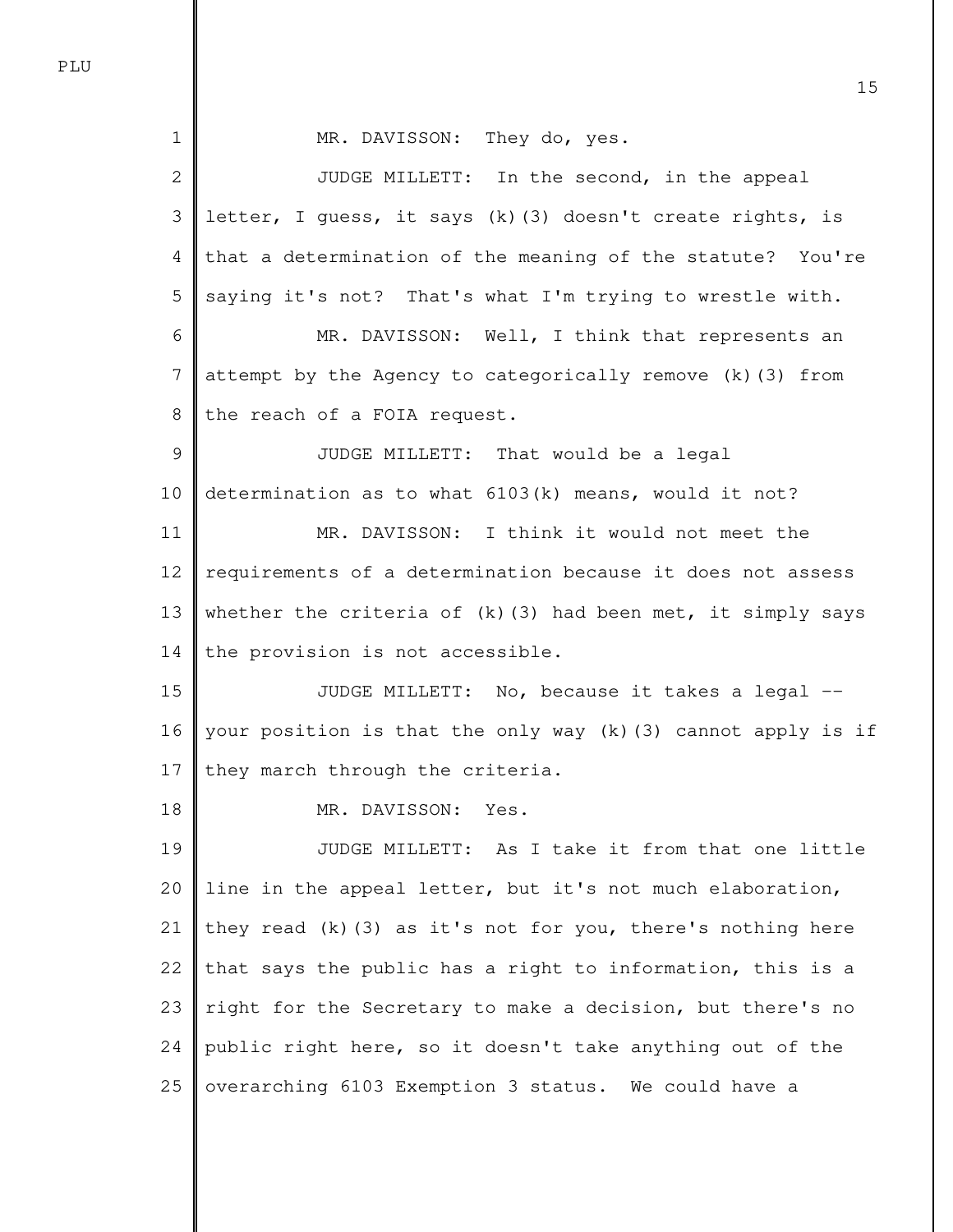MR. DAVISSON: They do, yes.

JUDGE MILLETT: In the second, in the appeal letter, I guess, it says (k)(3) doesn't create rights, is that a determination of the meaning of the statute? You're saying it's not? That's what I'm trying to wrestle with.

MR. DAVISSON: Well, I think that represents an attempt by the Agency to categorically remove (k)(3) from the reach of a FOIA request.

JUDGE MILLETT: That would be a legal determination as to what 6103(k) means, would it not?

MR. DAVISSON: I think it would not meet the requirements of a determination because it does not assess whether the criteria of (k)(3) had been met, it simply says the provision is not accessible.

JUDGE MILLETT: No, because it takes a legal -- your position is that the only way (k)(3) cannot apply is if they march through the criteria.

MR. DAVISSON: Yes.

JUDGE MILLETT: As I take it from that one little line in the appeal letter, but it's not much elaboration, they read (k)(3) as it's not for you, there's nothing here that says the public has a right to information, this is a right for the Secretary to make a decision, but there's no public right here, so it doesn't take anything out of the overarching 6103 Exemption 3 status. We could have a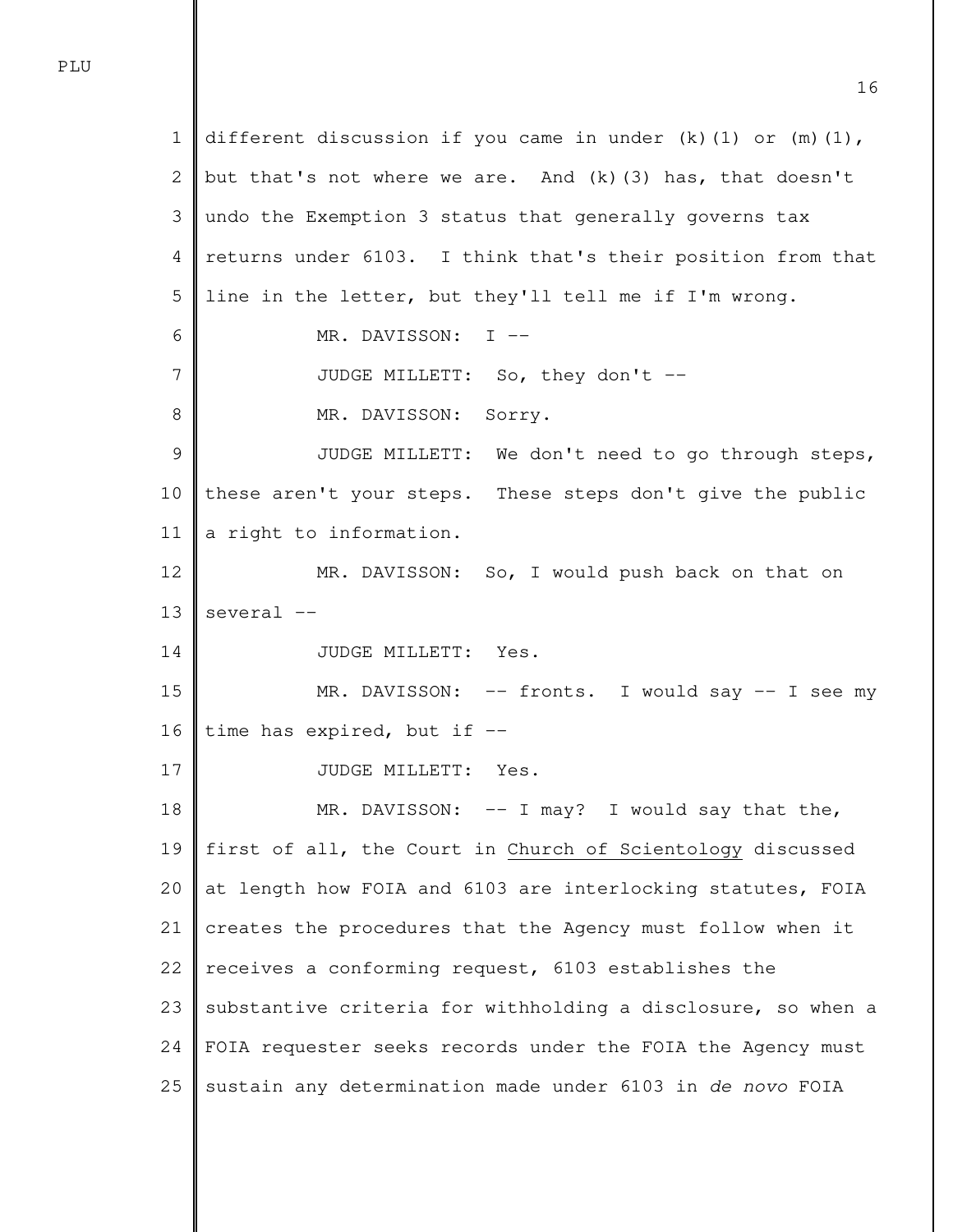different discussion if you came in under (k)(1) or (m)(1), but that's not where we are. And (k)(3) has, that doesn't undo the Exemption 3 status that generally governs tax returns under 6103. I think that's their position from that line in the letter, but they'll tell me if I'm wrong.

MR. DAVISSON: I --

JUDGE MILLETT: So, they don't --

MR. DAVISSON: Sorry.

JUDGE MILLETT: We don't need to go through steps, these aren't your steps. These steps don't give the public a right to information.

MR. DAVISSON: So, I would push back on that on several --

JUDGE MILLETT: Yes.

MR. DAVISSON: -- fronts. I would say -- I see my time has expired, but if --

JUDGE MILLETT: Yes.

MR. DAVISSON: -- I may? I would say that the, first of all, the Court in Church of Scientology discussed at length how FOIA and 6103 are interlocking statutes, FOIA creates the procedures that the Agency must follow when it receives a conforming request, 6103 establishes the substantive criteria for withholding a disclosure, so when a FOIA requester seeks records under the FOIA the Agency must sustain any determination made under 6103 in *de novo* FOIA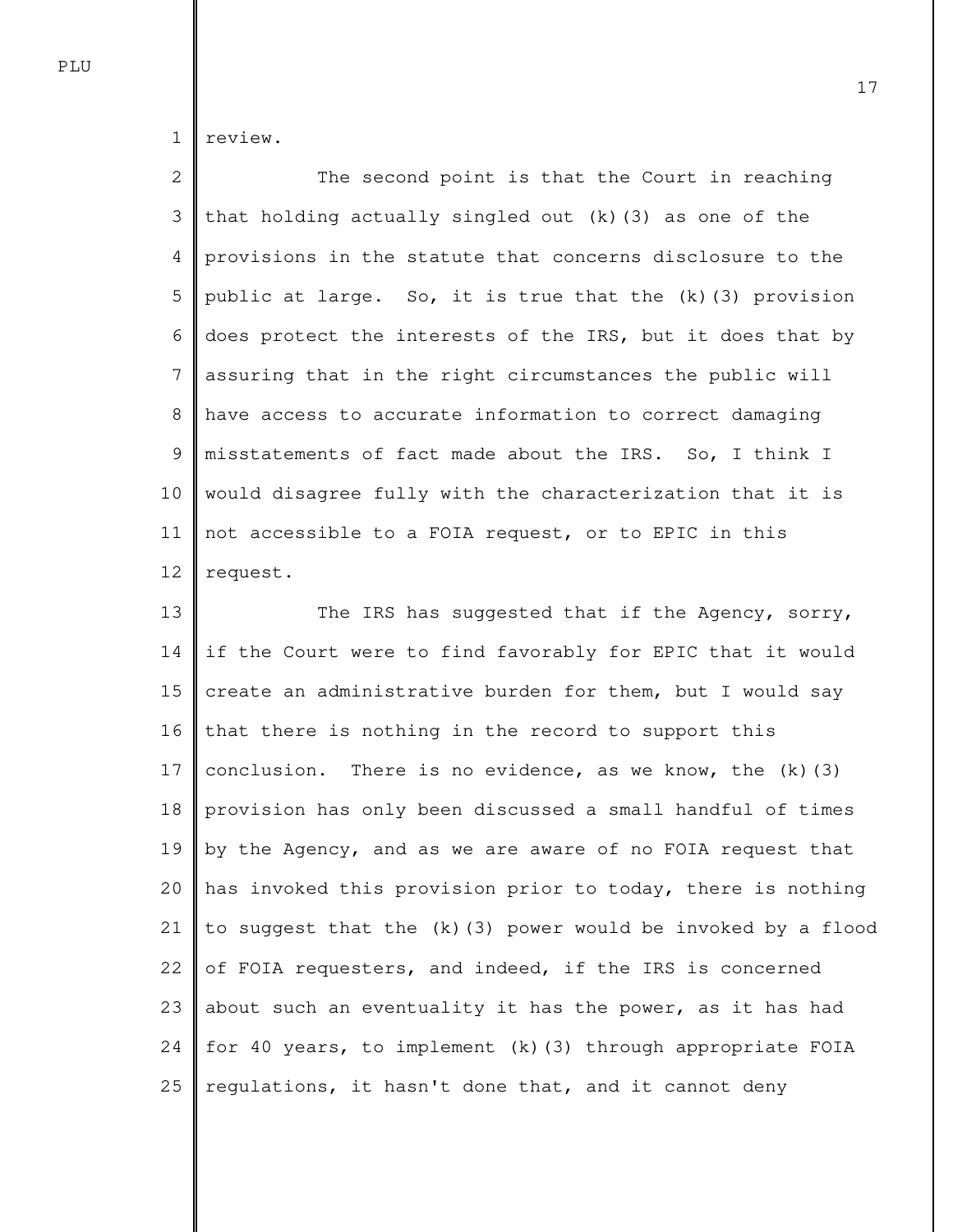review.

The second point is that the Court in reaching that holding actually singled out (k)(3) as one of the provisions in the statute that concerns disclosure to the public at large. So, it is true that the (k)(3) provision does protect the interests of the IRS, but it does that by assuring that in the right circumstances the public will have access to accurate information to correct damaging misstatements of fact made about the IRS. So, I think I would disagree fully with the characterization that it is not accessible to a FOIA request, or to EPIC in this request.

The IRS has suggested that if the Agency, sorry, if the Court were to find favorably for EPIC that it would create an administrative burden for them, but I would say that there is nothing in the record to support this conclusion. There is no evidence, as we know, the (k)(3) provision has only been discussed a small handful of times by the Agency, and as we are aware of no FOIA request that has invoked this provision prior to today, there is nothing to suggest that the (k)(3) power would be invoked by a flood of FOIA requesters, and indeed, if the IRS is concerned about such an eventuality it has the power, as it has had for 40 years, to implement (k)(3) through appropriate FOIA regulations, it hasn't done that, and it cannot deny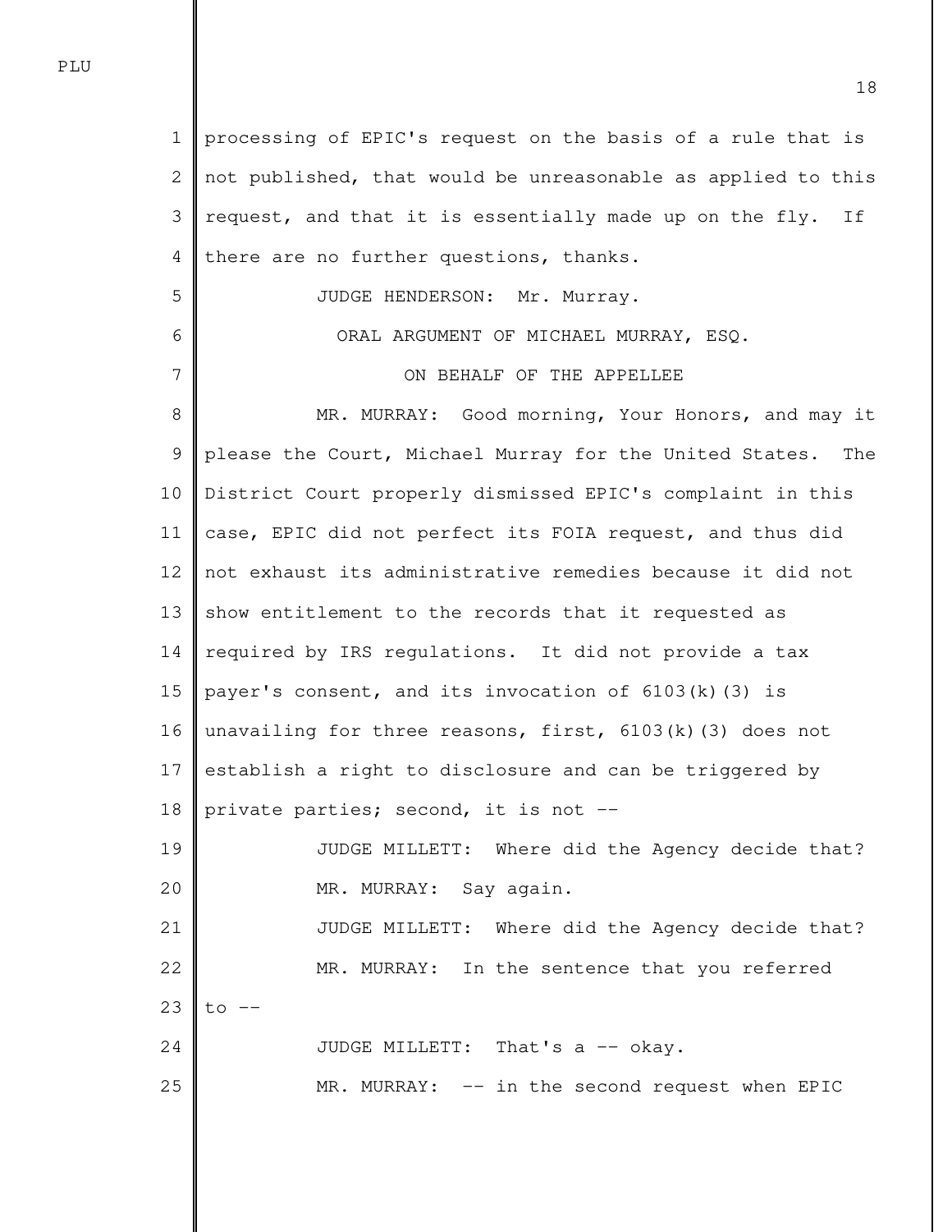processing of EPIC's request on the basis of a rule that is not published, that would be unreasonable as applied to this request, and that it is essentially made up on the fly. If there are no further questions, thanks.

JUDGE HENDERSON: Mr. Murray.

ORAL ARGUMENT OF MICHAEL MURRAY, ESQ.

ON BEHALF OF THE APPELLEE

MR. MURRAY: Good morning, Your Honors, and may it please the Court, Michael Murray for the United States. The District Court properly dismissed EPIC's complaint in this case, EPIC did not perfect its FOIA request, and thus did not exhaust its administrative remedies because it did not show entitlement to the records that it requested as required by IRS regulations. It did not provide a tax payer's consent, and its invocation of 6103(k)(3) is unavailing for three reasons, first, 6103(k)(3) does not establish a right to disclosure and can be triggered by private parties; second, it is not --

JUDGE MILLETT: Where did the Agency decide that?

MR. MURRAY: Say again.

JUDGE MILLETT: Where did the Agency decide that?

MR. MURRAY: In the sentence that you referred to --

JUDGE MILLETT: That's a -- okay.

MR. MURRAY: -- in the second request when EPIC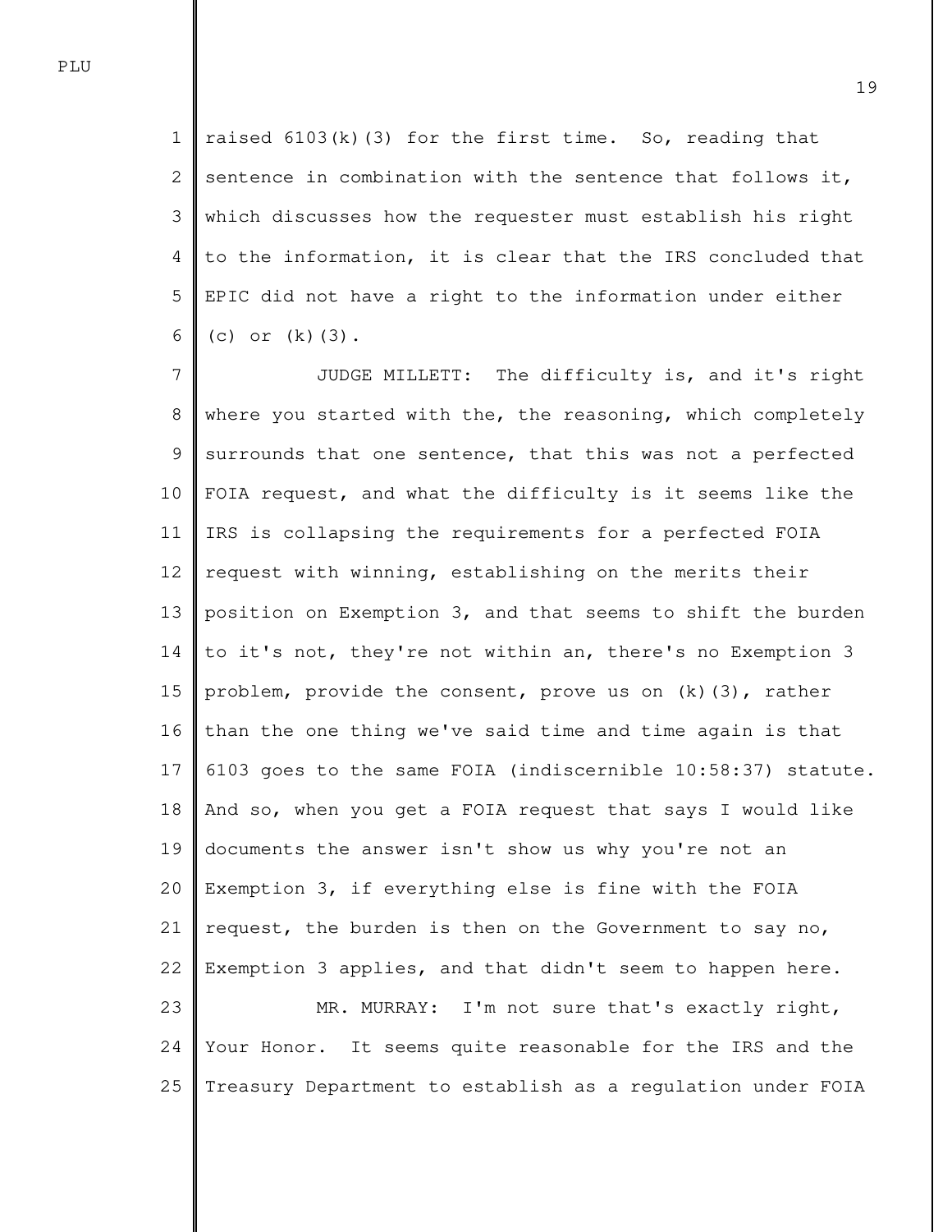raised 6103(k)(3) for the first time. So, reading that sentence in combination with the sentence that follows it, which discusses how the requester must establish his right to the information, it is clear that the IRS concluded that EPIC did not have a right to the information under either (c) or (k)(3).

JUDGE MILLETT: The difficulty is, and it's right where you started with the, the reasoning, which completely surrounds that one sentence, that this was not a perfected FOIA request, and what the difficulty is it seems like the IRS is collapsing the requirements for a perfected FOIA request with winning, establishing on the merits their position on Exemption 3, and that seems to shift the burden to it's not, they're not within an, there's no Exemption 3 problem, provide the consent, prove us on (k)(3), rather than the one thing we've said time and time again is that 6103 goes to the same FOIA (indiscernible 10:58:37) statute. And so, when you get a FOIA request that says I would like documents the answer isn't show us why you're not an Exemption 3, if everything else is fine with the FOIA request, the burden is then on the Government to say no, Exemption 3 applies, and that didn't seem to happen here.

MR. MURRAY: I'm not sure that's exactly right, Your Honor. It seems quite reasonable for the IRS and the Treasury Department to establish as a regulation under FOIA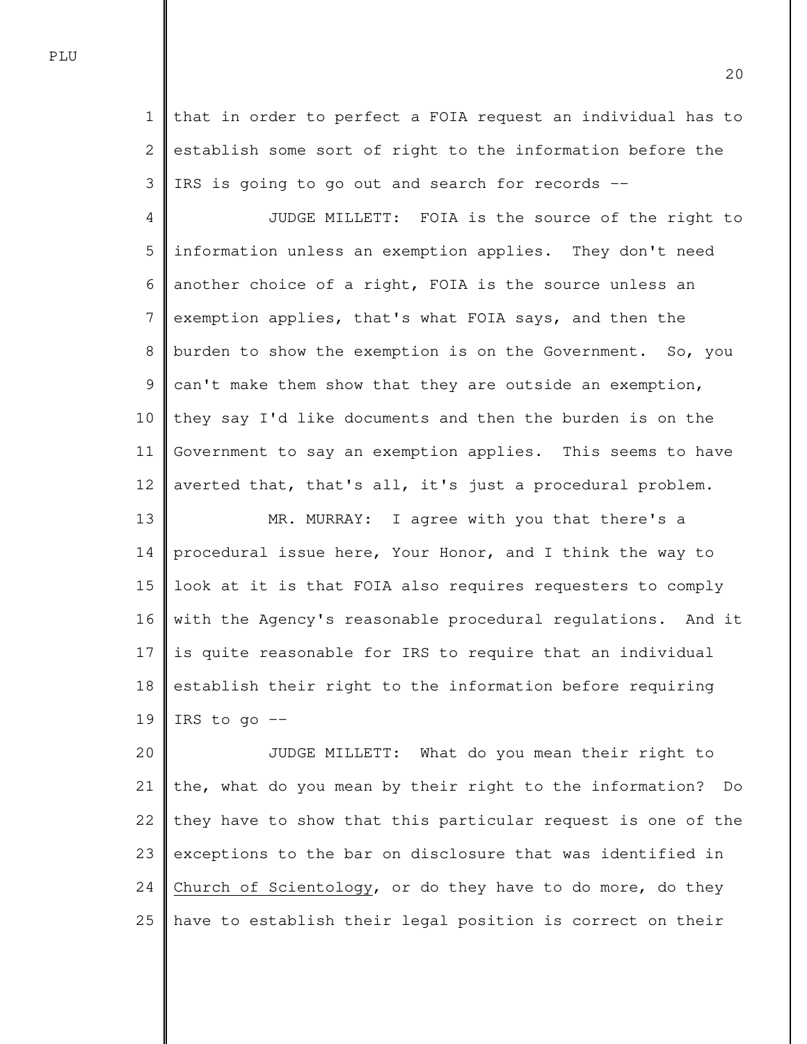that in order to perfect a FOIA request an individual has to establish some sort of right to the information before the IRS is going to go out and search for records --

JUDGE MILLETT: FOIA is the source of the right to information unless an exemption applies. They don't need another choice of a right, FOIA is the source unless an exemption applies, that's what FOIA says, and then the burden to show the exemption is on the Government. So, you can't make them show that they are outside an exemption, they say I'd like documents and then the burden is on the Government to say an exemption applies. This seems to have averted that, that's all, it's just a procedural problem.

MR. MURRAY: I agree with you that there's a procedural issue here, Your Honor, and I think the way to look at it is that FOIA also requires requesters to comply with the Agency's reasonable procedural regulations. And it is quite reasonable for IRS to require that an individual establish their right to the information before requiring IRS to go --

JUDGE MILLETT: What do you mean their right to the, what do you mean by their right to the information? Do they have to show that this particular request is one of the exceptions to the bar on disclosure that was identified in _Church of Scientology_, or do they have to do more, do they have to establish their legal position is correct on their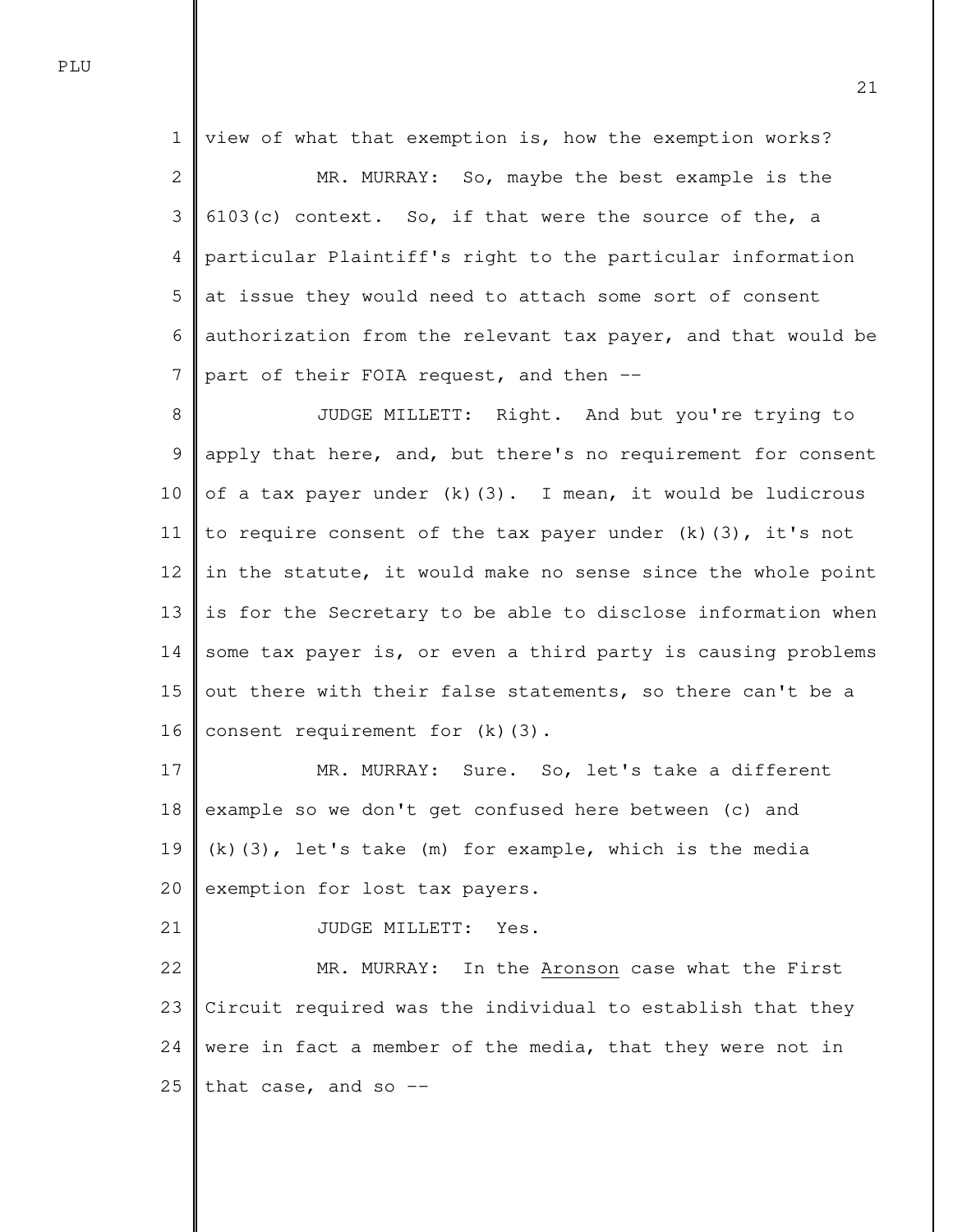view of what that exemption is, how the exemption works?

MR. MURRAY: So, maybe the best example is the 6103(c) context. So, if that were the source of the, a particular Plaintiff's right to the particular information at issue they would need to attach some sort of consent authorization from the relevant tax payer, and that would be part of their FOIA request, and then --

JUDGE MILLETT: Right. And but you're trying to apply that here, and, but there's no requirement for consent of a tax payer under (k)(3). I mean, it would be ludicrous to require consent of the tax payer under (k)(3), it's not in the statute, it would make no sense since the whole point is for the Secretary to be able to disclose information when some tax payer is, or even a third party is causing problems out there with their false statements, so there can't be a consent requirement for (k)(3).

MR. MURRAY: Sure. So, let's take a different example so we don't get confused here between (c) and (k)(3), let's take (m) for example, which is the media exemption for lost tax payers.

JUDGE MILLETT: Yes.

MR. MURRAY: In the Aronson case what the First Circuit required was the individual to establish that they were in fact a member of the media, that they were not in that case, and so --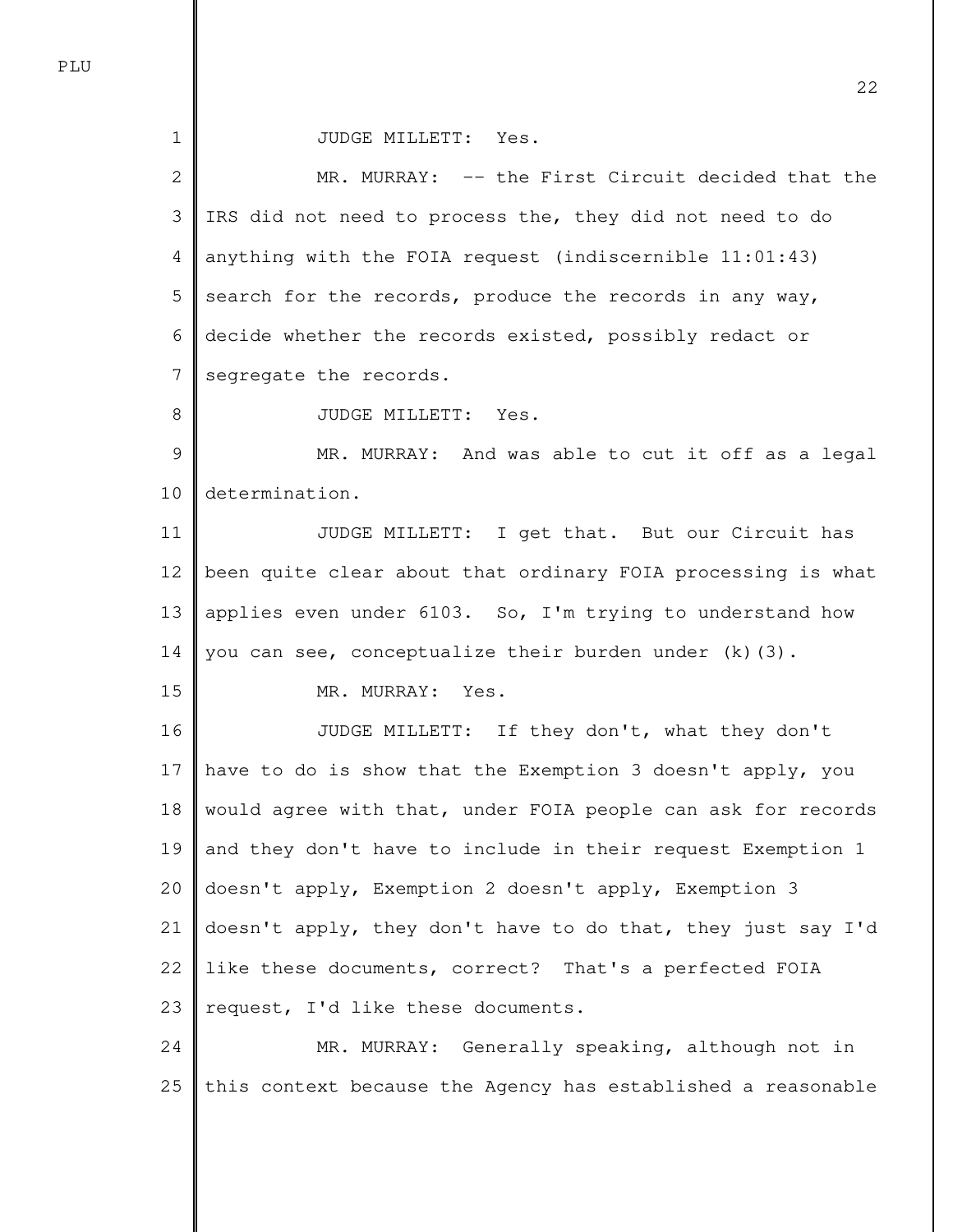JUDGE MILLETT: Yes.

MR. MURRAY: -- the First Circuit decided that the IRS did not need to process the, they did not need to do anything with the FOIA request (indiscernible 11:01:43) search for the records, produce the records in any way, decide whether the records existed, possibly redact or segregate the records.

JUDGE MILLETT: Yes.

MR. MURRAY: And was able to cut it off as a legal determination.

JUDGE MILLETT: I get that. But our Circuit has been quite clear about that ordinary FOIA processing is what applies even under 6103. So, I'm trying to understand how you can see, conceptualize their burden under (k)(3).

MR. MURRAY: Yes.

JUDGE MILLETT: If they don't, what they don't have to do is show that the Exemption 3 doesn't apply, you would agree with that, under FOIA people can ask for records and they don't have to include in their request Exemption 1 doesn't apply, Exemption 2 doesn't apply, Exemption 3 doesn't apply, they don't have to do that, they just say I'd like these documents, correct? That's a perfected FOIA request, I'd like these documents.

MR. MURRAY: Generally speaking, although not in this context because the Agency has established a reasonable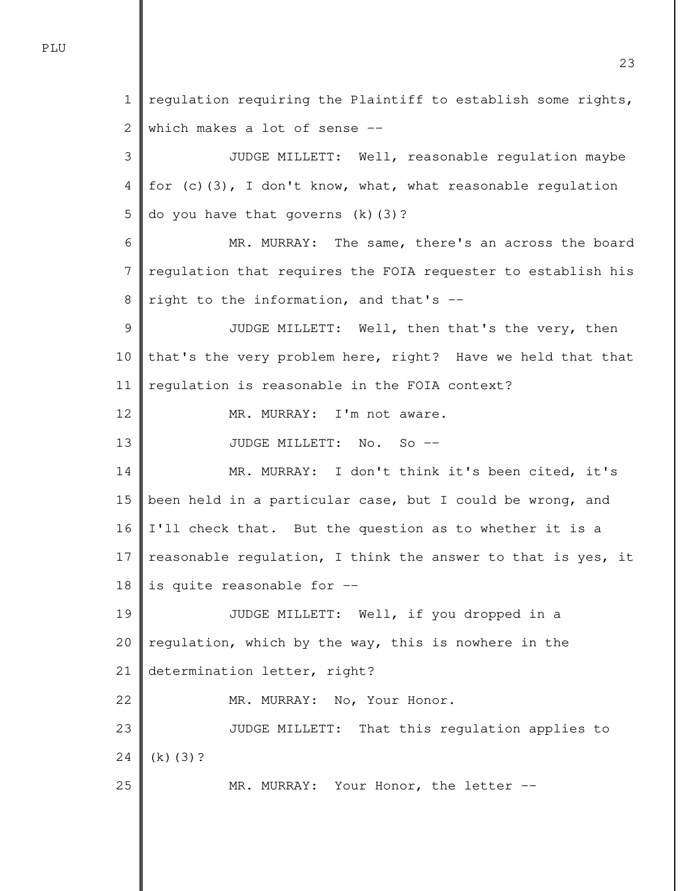regulation requiring the Plaintiff to establish some rights, which makes a lot of sense --

JUDGE MILLETT: Well, reasonable regulation maybe for (c)(3), I don't know, what, what reasonable regulation do you have that governs (k)(3)?

MR. MURRAY: The same, there's an across the board regulation that requires the FOIA requester to establish his right to the information, and that's --

JUDGE MILLETT: Well, then that's the very, then that's the very problem here, right? Have we held that that regulation is reasonable in the FOIA context?

MR. MURRAY: I'm not aware.

JUDGE MILLETT: No. So --

MR. MURRAY: I don't think it's been cited, it's been held in a particular case, but I could be wrong, and I'll check that. But the question as to whether it is a reasonable regulation, I think the answer to that is yes, it is quite reasonable for --

JUDGE MILLETT: Well, if you dropped in a regulation, which by the way, this is nowhere in the determination letter, right?

MR. MURRAY: No, Your Honor.

JUDGE MILLETT: That this regulation applies to (k)(3)?

MR. MURRAY: Your Honor, the letter --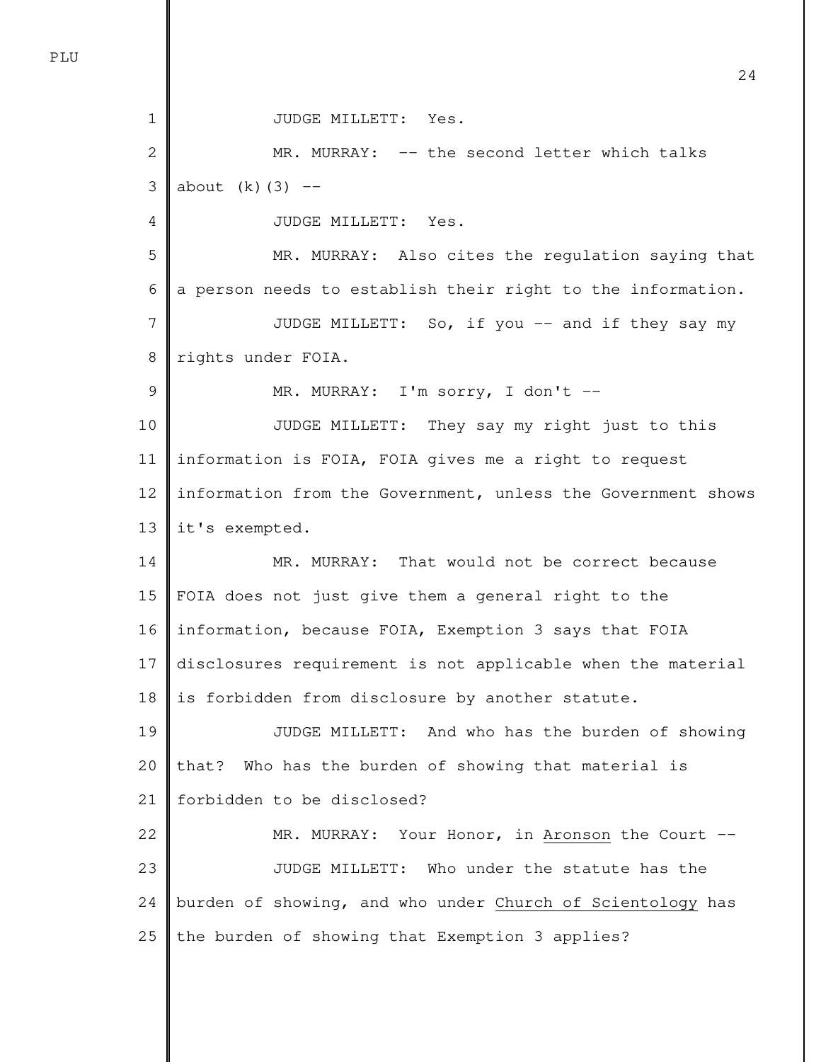JUDGE MILLETT: Yes.

MR. MURRAY: -- the second letter which talks about (k)(3) --

JUDGE MILLETT: Yes.

MR. MURRAY: Also cites the regulation saying that a person needs to establish their right to the information.

JUDGE MILLETT: So, if you -- and if they say my rights under FOIA.

MR. MURRAY: I'm sorry, I don't --

JUDGE MILLETT: They say my right just to this information is FOIA, FOIA gives me a right to request information from the Government, unless the Government shows it's exempted.

MR. MURRAY: That would not be correct because FOIA does not just give them a general right to the information, because FOIA, Exemption 3 says that FOIA disclosures requirement is not applicable when the material is forbidden from disclosure by another statute.

JUDGE MILLETT: And who has the burden of showing that? Who has the burden of showing that material is forbidden to be disclosed?

MR. MURRAY: Your Honor, in _Aronson_ the Court --

JUDGE MILLETT: Who under the statute has the burden of showing, and who under _Church of Scientology_ has the burden of showing that Exemption 3 applies?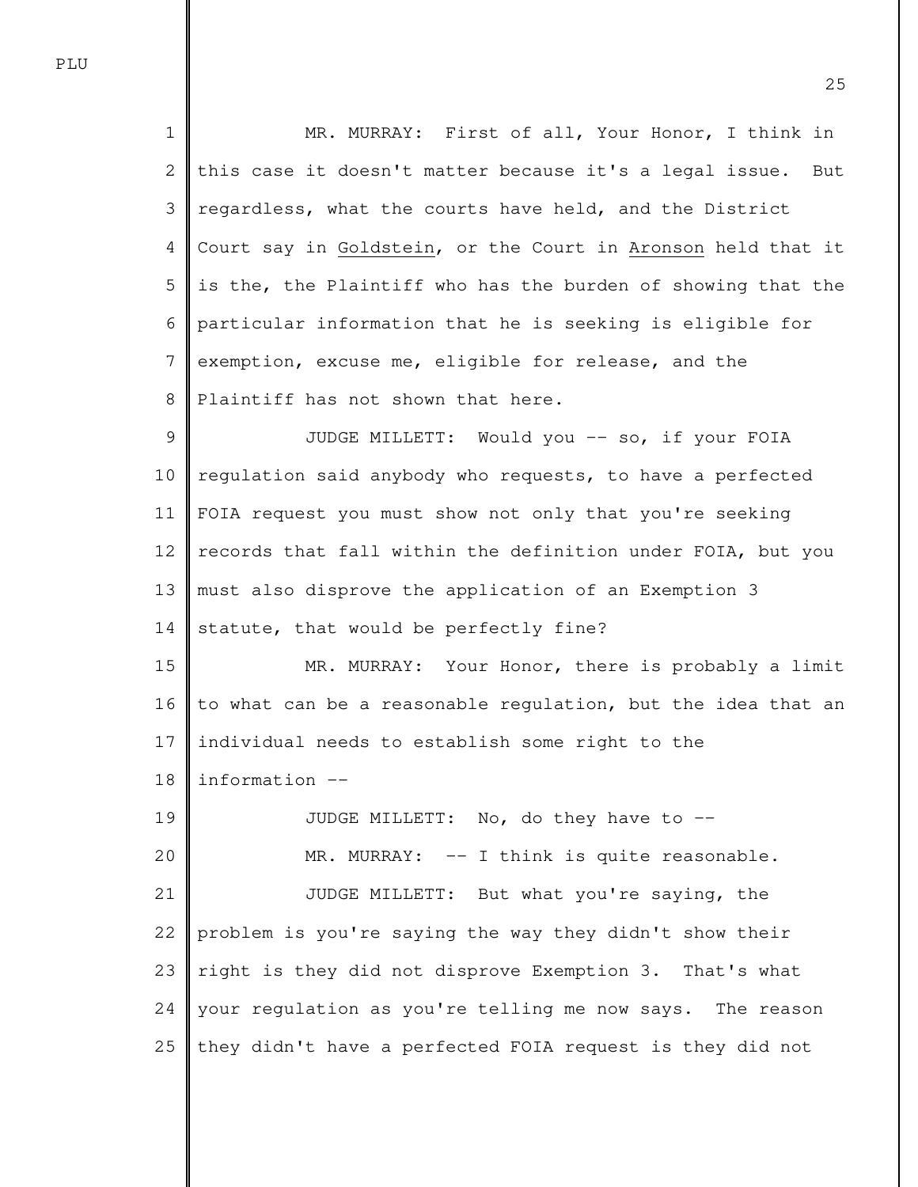MR. MURRAY: First of all, Your Honor, I think in this case it doesn't matter because it's a legal issue. But regardless, what the courts have held, and the District Court say in Goldstein, or the Court in Aronson held that it is the, the Plaintiff who has the burden of showing that the particular information that he is seeking is eligible for exemption, excuse me, eligible for release, and the Plaintiff has not shown that here.

JUDGE MILLETT: Would you -- so, if your FOIA regulation said anybody who requests, to have a perfected FOIA request you must show not only that you're seeking records that fall within the definition under FOIA, but you must also disprove the application of an Exemption 3 statute, that would be perfectly fine?

MR. MURRAY: Your Honor, there is probably a limit to what can be a reasonable regulation, but the idea that an individual needs to establish some right to the information --

JUDGE MILLETT: No, do they have to --

MR. MURRAY: -- I think is quite reasonable.

JUDGE MILLETT: But what you're saying, the problem is you're saying the way they didn't show their right is they did not disprove Exemption 3. That's what your regulation as you're telling me now says. The reason they didn't have a perfected FOIA request is they did not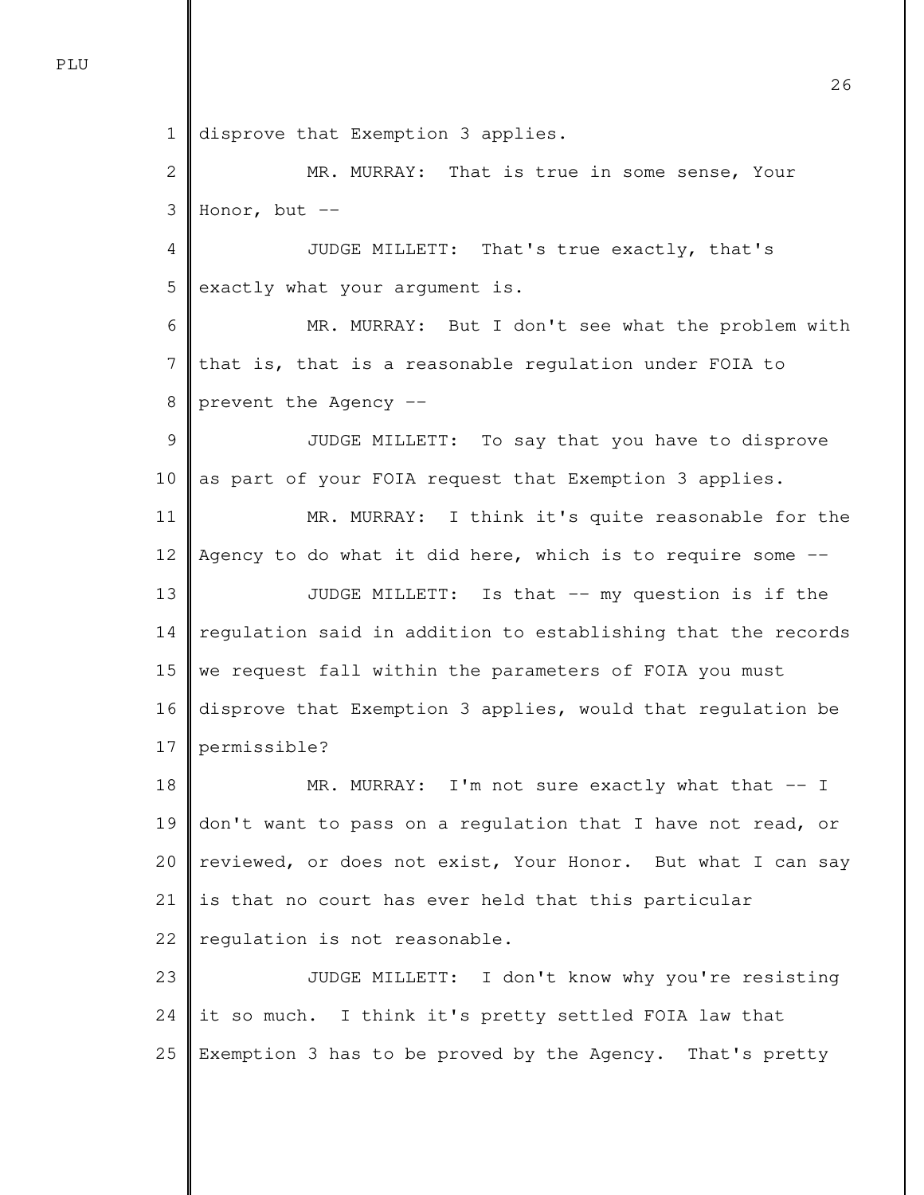disprove that Exemption 3 applies.

MR. MURRAY: That is true in some sense, Your Honor, but --

JUDGE MILLETT: That's true exactly, that's exactly what your argument is.

MR. MURRAY: But I don't see what the problem with that is, that is a reasonable regulation under FOIA to prevent the Agency --

JUDGE MILLETT: To say that you have to disprove as part of your FOIA request that Exemption 3 applies.

MR. MURRAY: I think it's quite reasonable for the Agency to do what it did here, which is to require some --

JUDGE MILLETT: Is that -- my question is if the regulation said in addition to establishing that the records we request fall within the parameters of FOIA you must disprove that Exemption 3 applies, would that regulation be permissible?

MR. MURRAY: I'm not sure exactly what that -- I don't want to pass on a regulation that I have not read, or reviewed, or does not exist, Your Honor. But what I can say is that no court has ever held that this particular regulation is not reasonable.

JUDGE MILLETT: I don't know why you're resisting it so much. I think it's pretty settled FOIA law that Exemption 3 has to be proved by the Agency. That's pretty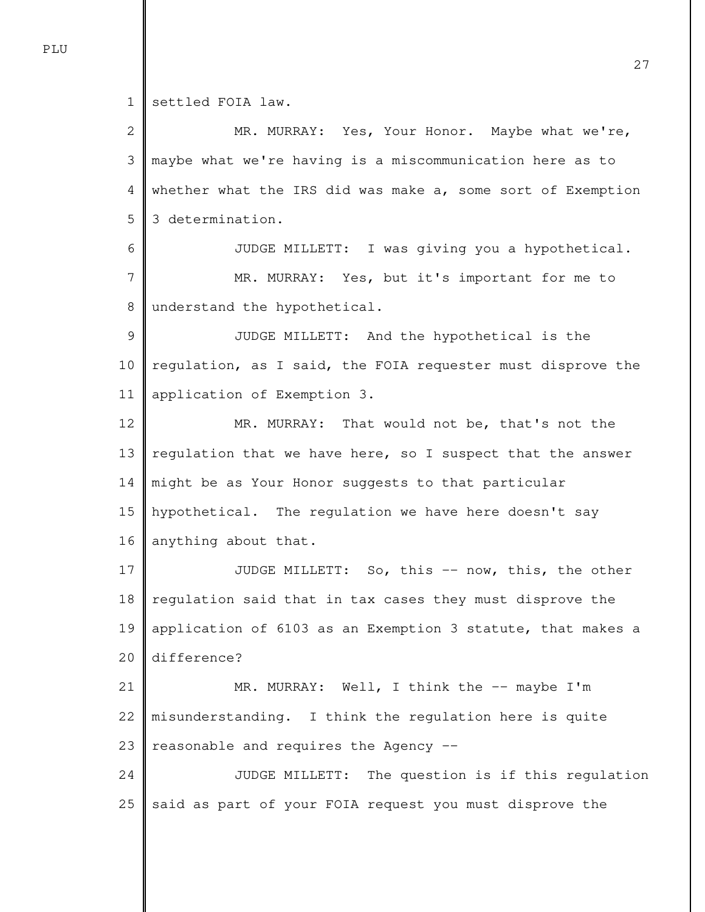settled FOIA law.

MR. MURRAY: Yes, Your Honor. Maybe what we're, maybe what we're having is a miscommunication here as to whether what the IRS did was make a, some sort of Exemption 3 determination.

JUDGE MILLETT: I was giving you a hypothetical.

MR. MURRAY: Yes, but it's important for me to understand the hypothetical.

JUDGE MILLETT: And the hypothetical is the regulation, as I said, the FOIA requester must disprove the application of Exemption 3.

MR. MURRAY: That would not be, that's not the regulation that we have here, so I suspect that the answer might be as Your Honor suggests to that particular hypothetical. The regulation we have here doesn't say anything about that.

JUDGE MILLETT: So, this -- now, this, the other regulation said that in tax cases they must disprove the application of 6103 as an Exemption 3 statute, that makes a difference?

MR. MURRAY: Well, I think the -- maybe I'm misunderstanding. I think the regulation here is quite reasonable and requires the Agency --

JUDGE MILLETT: The question is if this regulation said as part of your FOIA request you must disprove the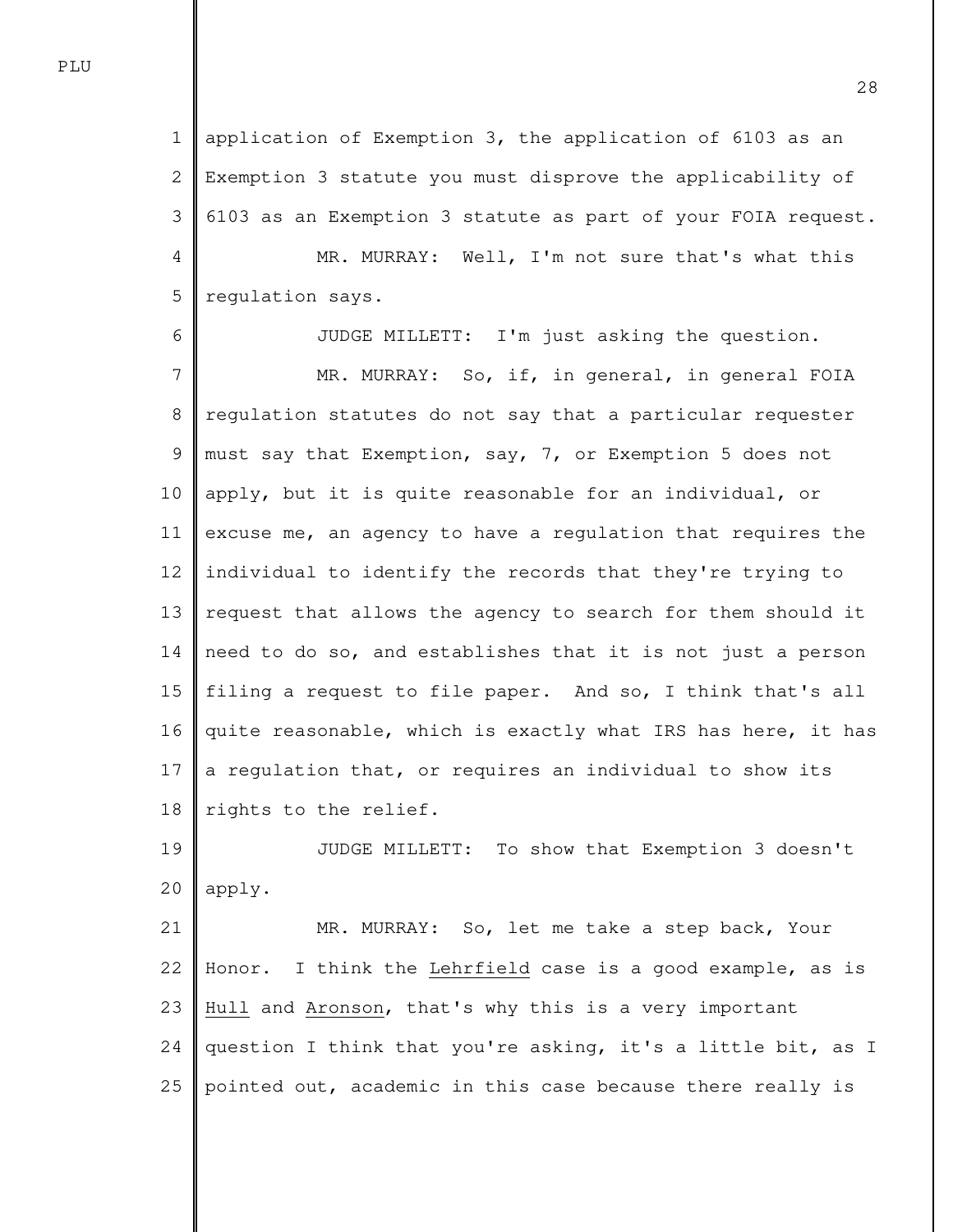application of Exemption 3, the application of 6103 as an Exemption 3 statute you must disprove the applicability of 6103 as an Exemption 3 statute as part of your FOIA request.

MR. MURRAY: Well, I'm not sure that's what this regulation says.

JUDGE MILLETT: I'm just asking the question.

MR. MURRAY: So, if, in general, in general FOIA regulation statutes do not say that a particular requester must say that Exemption, say, 7, or Exemption 5 does not apply, but it is quite reasonable for an individual, or excuse me, an agency to have a regulation that requires the individual to identify the records that they're trying to request that allows the agency to search for them should it need to do so, and establishes that it is not just a person filing a request to file paper. And so, I think that's all quite reasonable, which is exactly what IRS has here, it has a regulation that, or requires an individual to show its rights to the relief.

JUDGE MILLETT: To show that Exemption 3 doesn't apply.

MR. MURRAY: So, let me take a step back, Your Honor. I think the _Lehrfield_ case is a good example, as is _Hull_ and _Aronson_, that's why this is a very important question I think that you're asking, it's a little bit, as I pointed out, academic in this case because there really is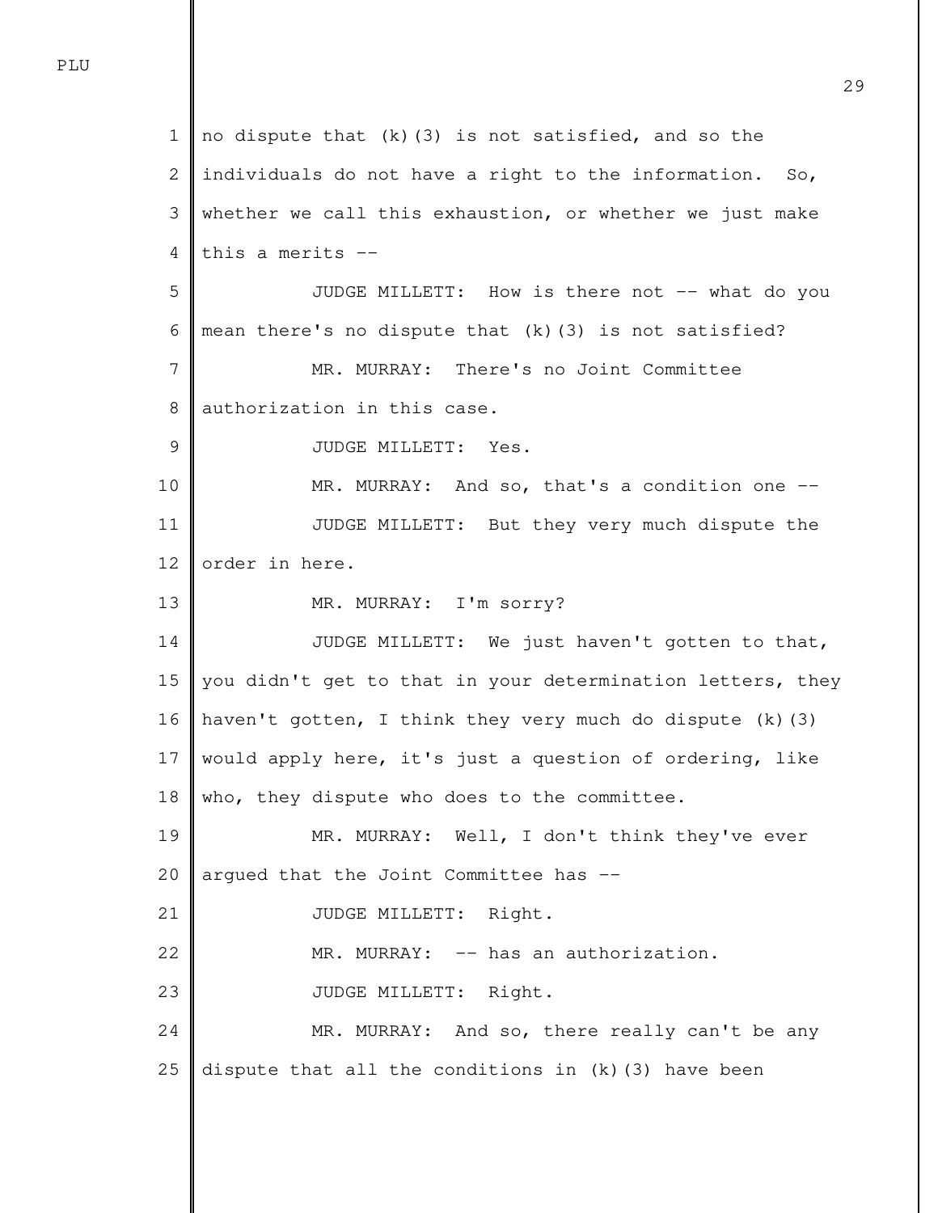no dispute that (k)(3) is not satisfied, and so the individuals do not have a right to the information. So, whether we call this exhaustion, or whether we just make this a merits --

JUDGE MILLETT: How is there not -- what do you mean there's no dispute that (k)(3) is not satisfied?

MR. MURRAY: There's no Joint Committee authorization in this case.

JUDGE MILLETT: Yes.

MR. MURRAY: And so, that's a condition one --

JUDGE MILLETT: But they very much dispute the order in here.

MR. MURRAY: I'm sorry?

JUDGE MILLETT: We just haven't gotten to that, you didn't get to that in your determination letters, they haven't gotten, I think they very much do dispute (k)(3) would apply here, it's just a question of ordering, like who, they dispute who does to the committee.

MR. MURRAY: Well, I don't think they've ever argued that the Joint Committee has --

JUDGE MILLETT: Right.

MR. MURRAY: -- has an authorization.

JUDGE MILLETT: Right.

MR. MURRAY: And so, there really can't be any dispute that all the conditions in (k)(3) have been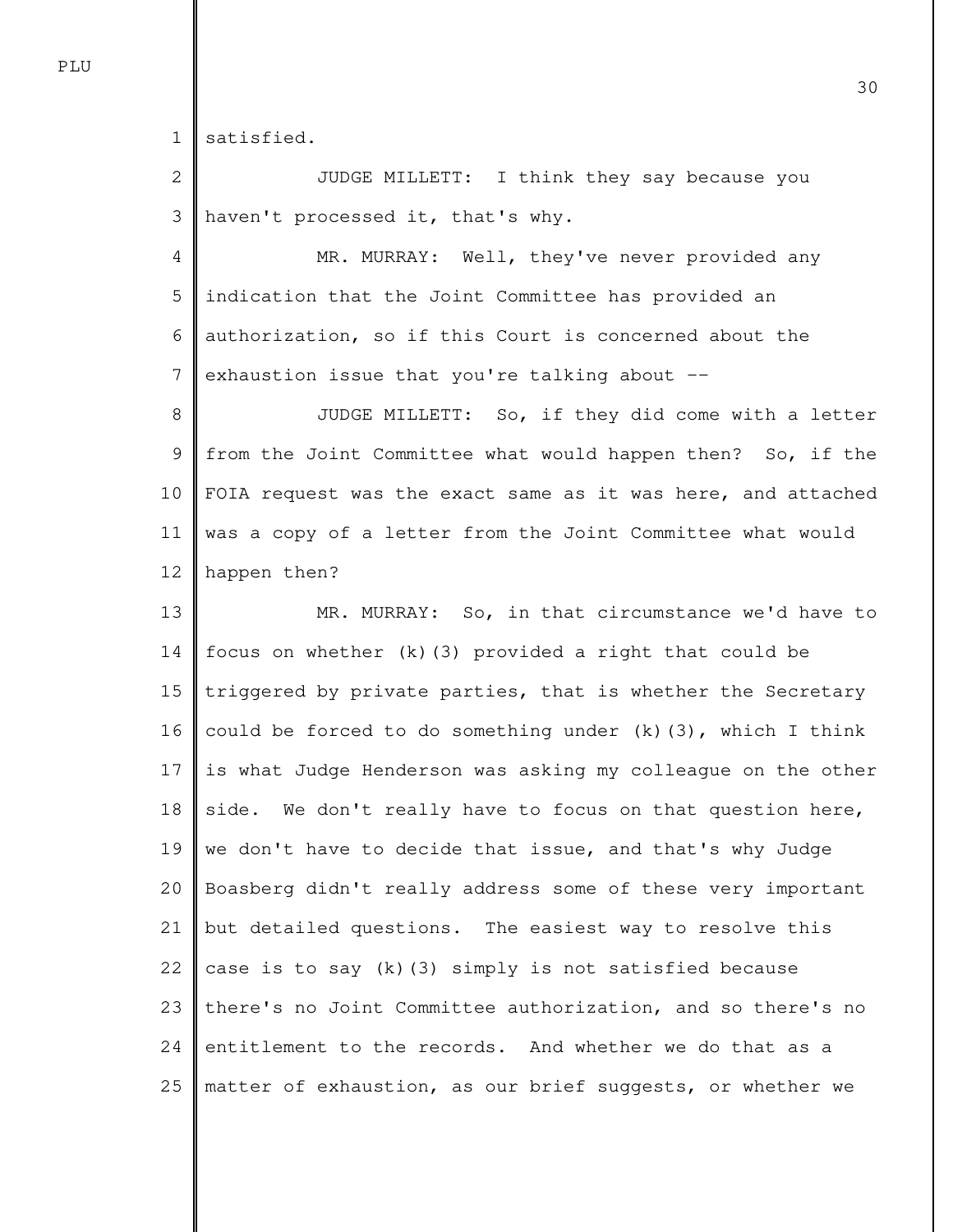satisfied.

JUDGE MILLETT: I think they say because you haven't processed it, that's why.

MR. MURRAY: Well, they've never provided any indication that the Joint Committee has provided an authorization, so if this Court is concerned about the exhaustion issue that you're talking about --

JUDGE MILLETT: So, if they did come with a letter from the Joint Committee what would happen then? So, if the FOIA request was the exact same as it was here, and attached was a copy of a letter from the Joint Committee what would happen then?

MR. MURRAY: So, in that circumstance we'd have to focus on whether (k)(3) provided a right that could be triggered by private parties, that is whether the Secretary could be forced to do something under (k)(3), which I think is what Judge Henderson was asking my colleague on the other side. We don't really have to focus on that question here, we don't have to decide that issue, and that's why Judge Boasberg didn't really address some of these very important but detailed questions. The easiest way to resolve this case is to say (k)(3) simply is not satisfied because there's no Joint Committee authorization, and so there's no entitlement to the records. And whether we do that as a matter of exhaustion, as our brief suggests, or whether we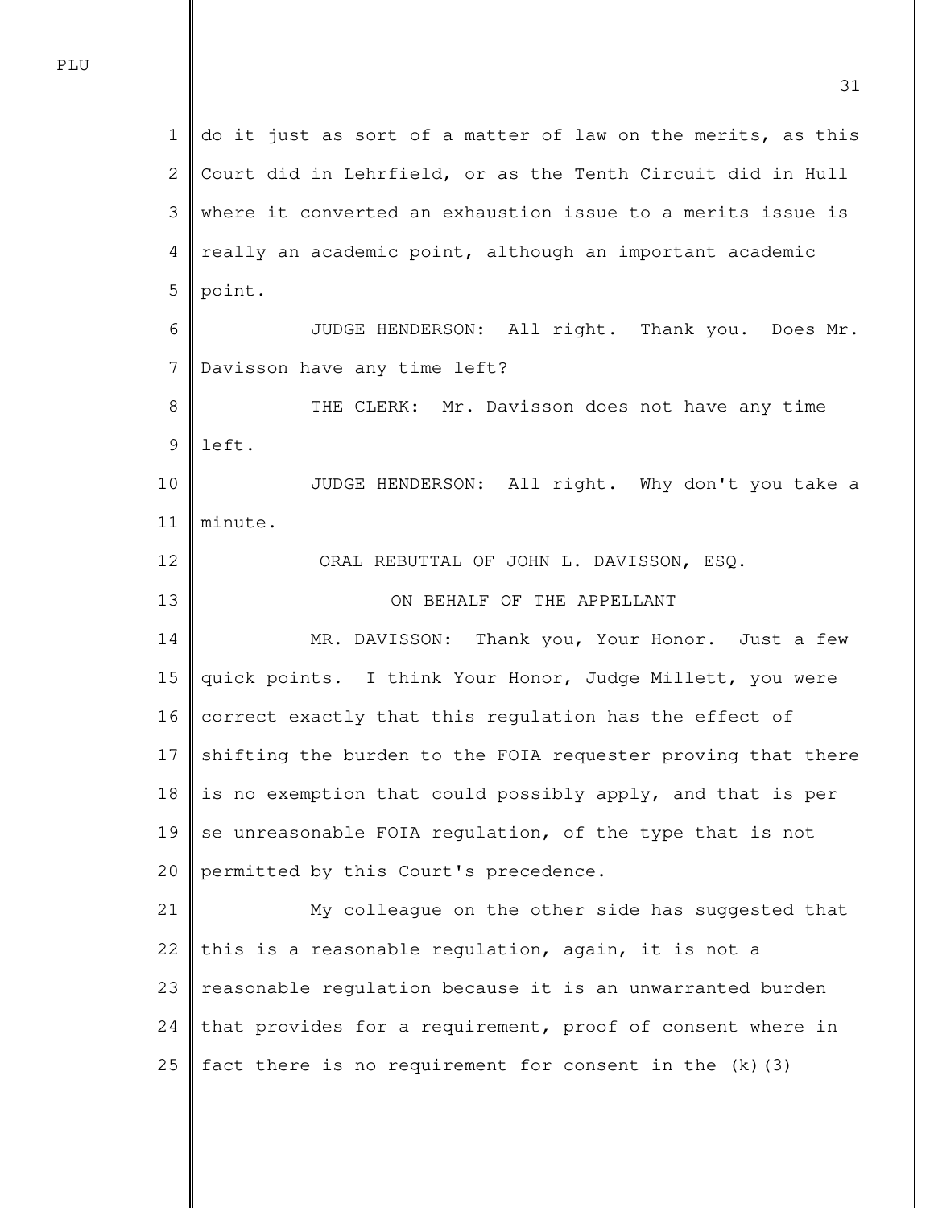do it just as sort of a matter of law on the merits, as this Court did in Lehrfield, or as the Tenth Circuit did in Hull where it converted an exhaustion issue to a merits issue is really an academic point, although an important academic point.

JUDGE HENDERSON: All right. Thank you. Does Mr. Davisson have any time left?

THE CLERK: Mr. Davisson does not have any time left.

JUDGE HENDERSON: All right. Why don't you take a minute.

ORAL REBUTTAL OF JOHN L. DAVISSON, ESQ.

ON BEHALF OF THE APPELLANT

MR. DAVISSON: Thank you, Your Honor. Just a few quick points. I think Your Honor, Judge Millett, you were correct exactly that this regulation has the effect of shifting the burden to the FOIA requester proving that there is no exemption that could possibly apply, and that is per se unreasonable FOIA regulation, of the type that is not permitted by this Court's precedence.

My colleague on the other side has suggested that this is a reasonable regulation, again, it is not a reasonable regulation because it is an unwarranted burden that provides for a requirement, proof of consent where in fact there is no requirement for consent in the (k)(3)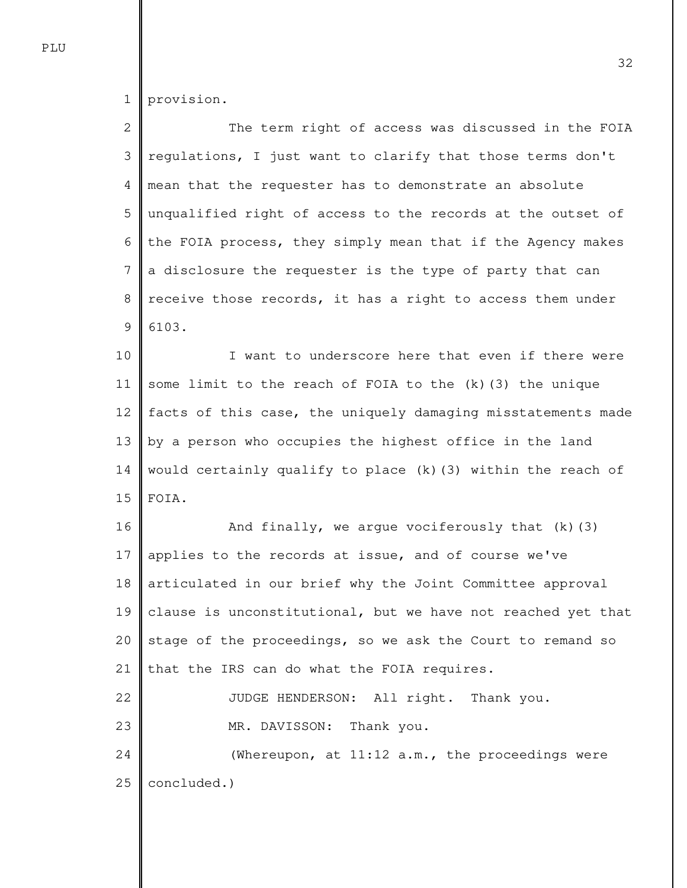provision.

The term right of access was discussed in the FOIA regulations, I just want to clarify that those terms don't mean that the requester has to demonstrate an absolute unqualified right of access to the records at the outset of the FOIA process, they simply mean that if the Agency makes a disclosure the requester is the type of party that can receive those records, it has a right to access them under 6103.

I want to underscore here that even if there were some limit to the reach of FOIA to the (k)(3) the unique facts of this case, the uniquely damaging misstatements made by a person who occupies the highest office in the land would certainly qualify to place (k)(3) within the reach of FOIA.

And finally, we argue vociferously that (k)(3) applies to the records at issue, and of course we've articulated in our brief why the Joint Committee approval clause is unconstitutional, but we have not reached yet that stage of the proceedings, so we ask the Court to remand so that the IRS can do what the FOIA requires.

JUDGE HENDERSON: All right. Thank you.

MR. DAVISSON: Thank you.

(Whereupon, at 11:12 a.m., the proceedings were concluded.)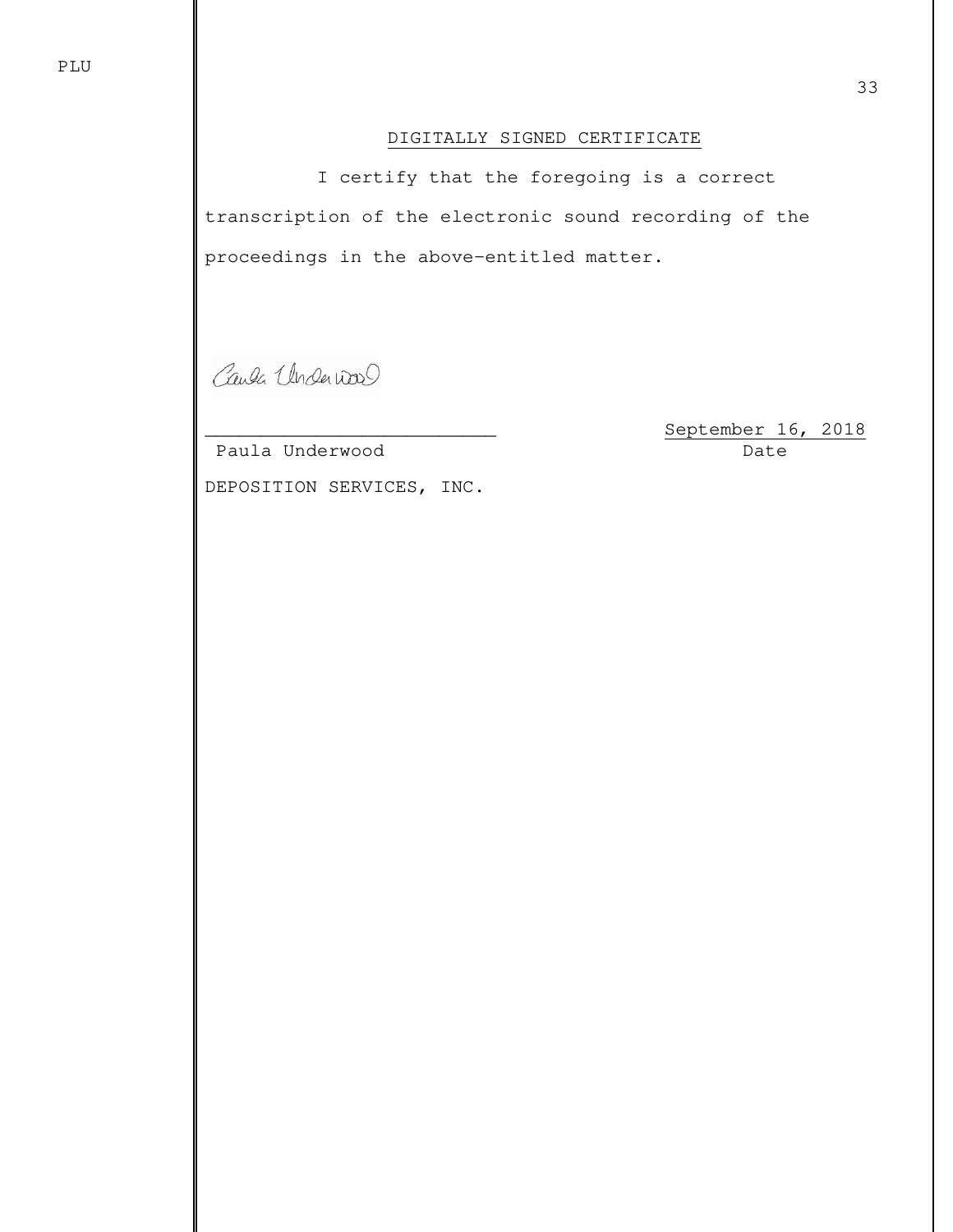## DIGITALLY SIGNED CERTIFICATE

I certify that the foregoing is a correct transcription of the electronic sound recording of the proceedings in the above-entitled matter.

Paula Underwood

\_\_\_\_\_\_\_\_\_\_\_\_\_\_\_\_\_\_\_\_\_\_\_\_\_\_

Paula Underwood

DEPOSITION SERVICES, INC.

September 16, 2018

Date